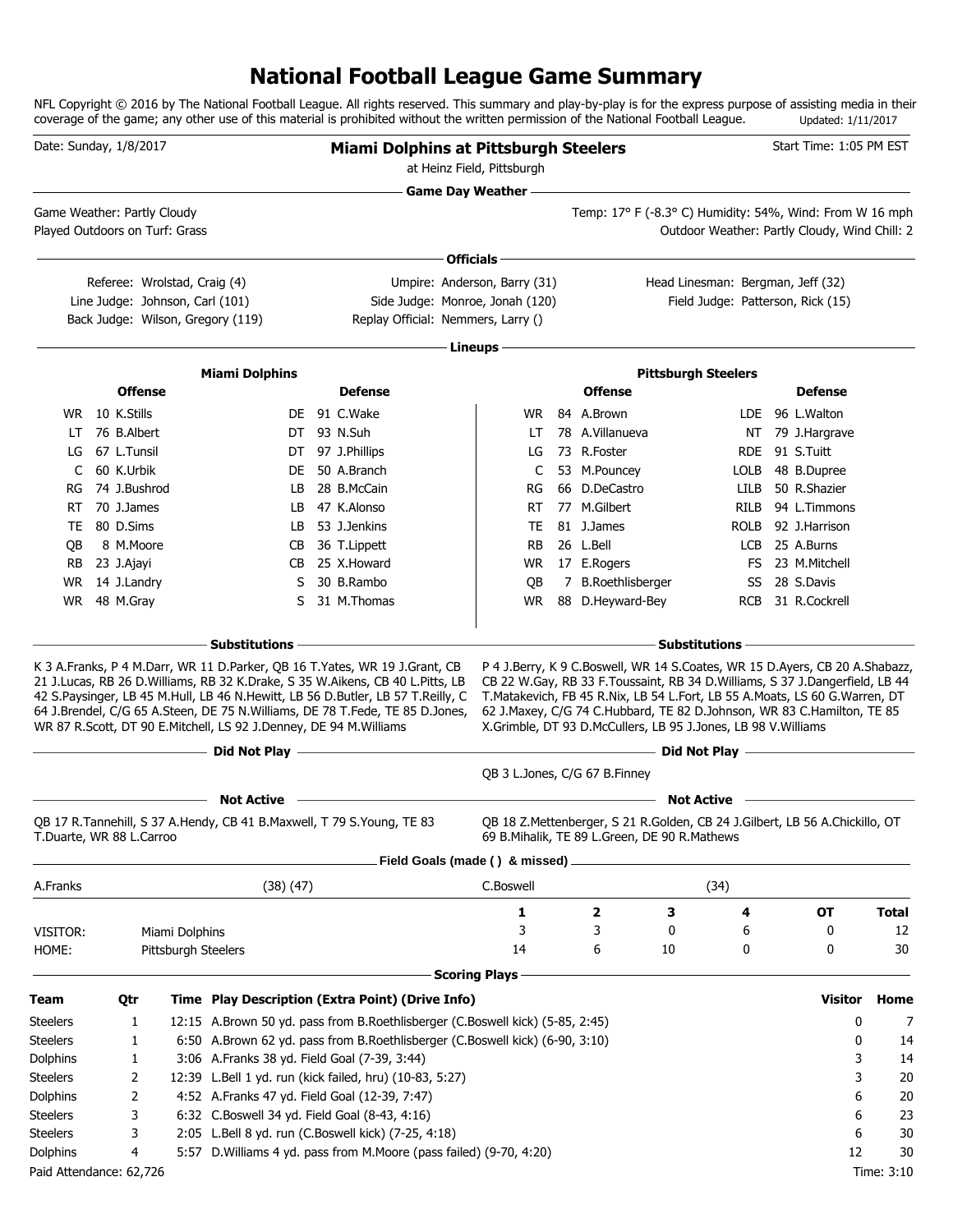# National Football League Game Summary

NFL Copyright © 2016 by The National Football League. All rights reserved. This summary and play-by-play is for the express purpose of assisting media in their coverage of the game; any other use of this material is prohibited without the written permission of the National Football League. Updated: 1/11/2017

Date: Sunday, 1/8/2017

**Miami Dolphins at Pittsburgh Steelers**

at Heinz Field, Pittsburgh

Start Time: 1:05 PM EST

## Game Day Weather

Game Weather: Partly Cloudy
Played Outdoors on Turf: Grass

Temp: 17° F (-8.3° C) Humidity: 54%, Wind: From W 16 mph
Outdoor Weather: Partly Cloudy, Wind Chill: 2

## Officials

Referee: Wrolstad, Craig (4)
Umpire: Anderson, Barry (31)
Head Linesman: Bergman, Jeff (32)
Line Judge: Johnson, Carl (101)
Side Judge: Monroe, Jonah (120)
Field Judge: Patterson, Rick (15)
Back Judge: Wilson, Gregory (119)
Replay Official: Nemmers, Larry ()

## Lineups

| Miami Dolphins Offense | | Miami Dolphins Defense | | Pittsburgh Steelers Offense | | Pittsburgh Steelers Defense | |
|---|---|---|---|---|---|---|---|
| WR | 10 K.Stills | DE | 91 C.Wake | WR | 84 A.Brown | LDE | 96 L.Walton |
| LT | 76 B.Albert | DT | 93 N.Suh | LT | 78 A.Villanueva | NT | 79 J.Hargrave |
| LG | 67 L.Tunsil | DT | 97 J.Phillips | LG | 73 R.Foster | RDE | 91 S.Tuitt |
| C | 60 K.Urbik | DE | 50 A.Branch | C | 53 M.Pouncey | LOLB | 48 B.Dupree |
| RG | 74 J.Bushrod | LB | 28 B.McCain | RG | 66 D.DeCastro | LILB | 50 R.Shazier |
| RT | 70 J.James | LB | 47 K.Alonso | RT | 77 M.Gilbert | RILB | 94 L.Timmons |
| TE | 80 D.Sims | LB | 53 J.Jenkins | TE | 81 J.James | ROLB | 92 J.Harrison |
| QB | 8 M.Moore | CB | 36 T.Lippett | RB | 26 L.Bell | LCB | 25 A.Burns |
| RB | 23 J.Ajayi | CB | 25 X.Howard | WR | 17 E.Rogers | FS | 23 M.Mitchell |
| WR | 14 J.Landry | S | 30 B.Rambo | QB | 7 B.Roethlisberger | SS | 28 S.Davis |
| WR | 48 M.Gray | S | 31 M.Thomas | WR | 88 D.Heyward-Bey | RCB | 31 R.Cockrell |

## Substitutions

**Miami Dolphins:** K 3 A.Franks, P 4 M.Darr, WR 11 D.Parker, QB 16 T.Yates, WR 19 J.Grant, CB 21 J.Lucas, RB 26 D.Williams, RB 32 K.Drake, S 35 W.Aikens, CB 40 L.Pitts, LB 42 S.Paysinger, LB 45 M.Hull, LB 46 N.Hewitt, LB 56 D.Butler, LB 57 T.Reilly, C 64 J.Brendel, C/G 65 A.Steen, DE 75 N.Williams, DE 78 T.Fede, TE 85 D.Jones, WR 87 R.Scott, DT 90 E.Mitchell, LS 92 J.Denney, DE 94 M.Williams

**Pittsburgh Steelers:** P 4 J.Berry, K 9 C.Boswell, WR 14 S.Coates, WR 15 D.Ayers, CB 20 A.Shabazz, CB 22 W.Gay, RB 33 F.Toussaint, RB 34 D.Williams, S 37 J.Dangerfield, LB 44 T.Matakevich, FB 45 R.Nix, LB 54 L.Fort, LB 55 A.Moats, LS 60 G.Warren, DT 62 J.Maxey, C/G 74 C.Hubbard, TE 82 D.Johnson, WR 83 C.Hamilton, TE 85 X.Grimble, DT 93 D.McCullers, LB 95 J.Jones, LB 98 V.Williams

## Did Not Play

**Pittsburgh Steelers:** QB 3 L.Jones, C/G 67 B.Finney

## Not Active

**Miami Dolphins:** QB 17 R.Tannehill, S 37 A.Hendy, CB 41 B.Maxwell, T 79 S.Young, TE 83 T.Duarte, WR 88 L.Carroo

**Pittsburgh Steelers:** QB 18 Z.Mettenberger, S 21 R.Golden, CB 24 J.Gilbert, LB 56 A.Chickillo, OT 69 B.Mihalik, TE 89 L.Green, DE 90 R.Mathews

## Field Goals (made ( ) & missed)

A.Franks (38) (47)

C.Boswell (34)

| | | 1 | 2 | 3 | 4 | OT | Total |
|---|---|---|---|---|---|---|---|
| VISITOR: | Miami Dolphins | 3 | 3 | 0 | 6 | 0 | 12 |
| HOME: | Pittsburgh Steelers | 14 | 6 | 10 | 0 | 0 | 30 |

## Scoring Plays

| Team | Qtr | Time | Play Description (Extra Point) (Drive Info) | Visitor | Home |
|---|---|---|---|---|---|
| Steelers | 1 | 12:15 | A.Brown 50 yd. pass from B.Roethlisberger (C.Boswell kick) (5-85, 2:45) | 0 | 7 |
| Steelers | 1 | 6:50 | A.Brown 62 yd. pass from B.Roethlisberger (C.Boswell kick) (6-90, 3:10) | 0 | 14 |
| Dolphins | 1 | 3:06 | A.Franks 38 yd. Field Goal (7-39, 3:44) | 3 | 14 |
| Steelers | 2 | 12:39 | L.Bell 1 yd. run (kick failed, hru) (10-83, 5:27) | 3 | 20 |
| Dolphins | 2 | 4:52 | A.Franks 47 yd. Field Goal (12-39, 7:47) | 6 | 20 |
| Steelers | 3 | 6:32 | C.Boswell 34 yd. Field Goal (8-43, 4:16) | 6 | 23 |
| Steelers | 3 | 2:05 | L.Bell 8 yd. run (C.Boswell kick) (7-25, 4:18) | 6 | 30 |
| Dolphins | 4 | 5:57 | D.Williams 4 yd. pass from M.Moore (pass failed) (9-70, 4:20) | 12 | 30 |

Paid Attendance: 62,726

Time: 3:10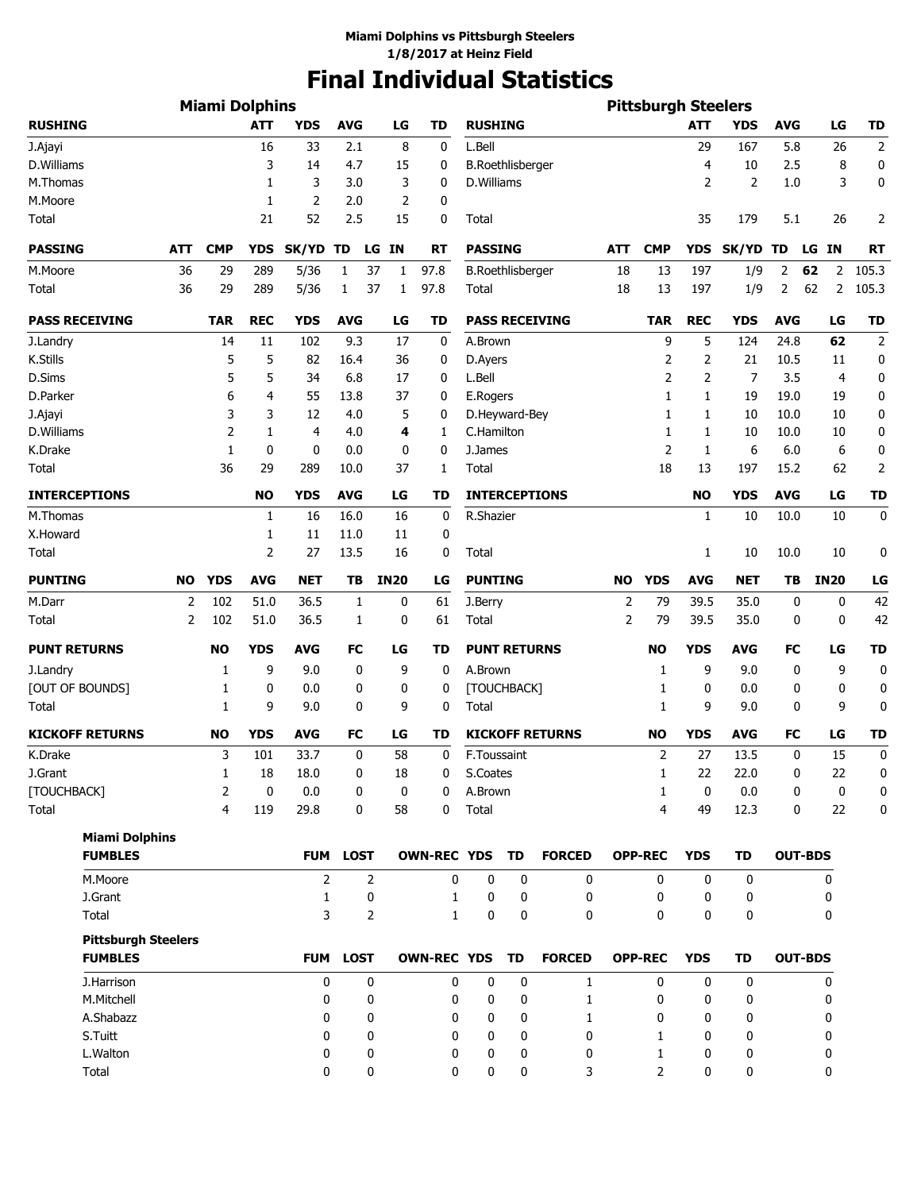**Miami Dolphins vs Pittsburgh Steelers**
**1/8/2017 at Heinz Field**

# Final Individual Statistics

## Miami Dolphins

| RUSHING | ATT | YDS | AVG | LG | TD |
|---|---|---|---|---|---|
| J.Ajayi | 16 | 33 | 2.1 | 8 | 0 |
| D.Williams | 3 | 14 | 4.7 | 15 | 0 |
| M.Thomas | 1 | 3 | 3.0 | 3 | 0 |
| M.Moore | 1 | 2 | 2.0 | 2 | 0 |
| Total | 21 | 52 | 2.5 | 15 | 0 |

| PASSING | ATT | CMP | YDS | SK/YD | TD | LG | IN | RT |
|---|---|---|---|---|---|---|---|---|
| M.Moore | 36 | 29 | 289 | 5/36 | 1 | 37 | 1 | 97.8 |
| Total | 36 | 29 | 289 | 5/36 | 1 | 37 | 1 | 97.8 |

| PASS RECEIVING | TAR | REC | YDS | AVG | LG | TD |
|---|---|---|---|---|---|---|
| J.Landry | 14 | 11 | 102 | 9.3 | 17 | 0 |
| K.Stills | 5 | 5 | 82 | 16.4 | 36 | 0 |
| D.Sims | 5 | 5 | 34 | 6.8 | 17 | 0 |
| D.Parker | 6 | 4 | 55 | 13.8 | 37 | 0 |
| J.Ajayi | 3 | 3 | 12 | 4.0 | 5 | 0 |
| D.Williams | 2 | 1 | 4 | 4.0 | **4** | 1 |
| K.Drake | 1 | 0 | 0 | 0.0 | 0 | 0 |
| Total | 36 | 29 | 289 | 10.0 | 37 | 1 |

| INTERCEPTIONS | NO | YDS | AVG | LG | TD |
|---|---|---|---|---|---|
| M.Thomas | 1 | 16 | 16.0 | 16 | 0 |
| X.Howard | 1 | 11 | 11.0 | 11 | 0 |
| Total | 2 | 27 | 13.5 | 16 | 0 |

| PUNTING | NO | YDS | AVG | NET | TB | IN20 | LG |
|---|---|---|---|---|---|---|---|
| M.Darr | 2 | 102 | 51.0 | 36.5 | 1 | 0 | 61 |
| Total | 2 | 102 | 51.0 | 36.5 | 1 | 0 | 61 |

| PUNT RETURNS | NO | YDS | AVG | FC | LG | TD |
|---|---|---|---|---|---|---|
| J.Landry | 1 | 9 | 9.0 | 0 | 9 | 0 |
| [OUT OF BOUNDS] | 1 | 0 | 0.0 | 0 | 0 | 0 |
| Total | 1 | 9 | 9.0 | 0 | 9 | 0 |

| KICKOFF RETURNS | NO | YDS | AVG | FC | LG | TD |
|---|---|---|---|---|---|---|
| K.Drake | 3 | 101 | 33.7 | 0 | 58 | 0 |
| J.Grant | 1 | 18 | 18.0 | 0 | 18 | 0 |
| [TOUCHBACK] | 2 | 0 | 0.0 | 0 | 0 | 0 |
| Total | 4 | 119 | 29.8 | 0 | 58 | 0 |

## Pittsburgh Steelers

| RUSHING | ATT | YDS | AVG | LG | TD |
|---|---|---|---|---|---|
| L.Bell | 29 | 167 | 5.8 | 26 | 2 |
| B.Roethlisberger | 4 | 10 | 2.5 | 8 | 0 |
| D.Williams | 2 | 2 | 1.0 | 3 | 0 |
| Total | 35 | 179 | 5.1 | 26 | 2 |

| PASSING | ATT | CMP | YDS | SK/YD | TD | LG | IN | RT |
|---|---|---|---|---|---|---|---|---|
| B.Roethlisberger | 18 | 13 | 197 | 1/9 | 2 | **62** | 2 | 105.3 |
| Total | 18 | 13 | 197 | 1/9 | 2 | 62 | 2 | 105.3 |

| PASS RECEIVING | TAR | REC | YDS | AVG | LG | TD |
|---|---|---|---|---|---|---|
| A.Brown | 9 | 5 | 124 | 24.8 | **62** | 2 |
| D.Ayers | 2 | 2 | 21 | 10.5 | 11 | 0 |
| L.Bell | 2 | 2 | 7 | 3.5 | 4 | 0 |
| E.Rogers | 1 | 1 | 19 | 19.0 | 19 | 0 |
| D.Heyward-Bey | 1 | 1 | 10 | 10.0 | 10 | 0 |
| C.Hamilton | 1 | 1 | 10 | 10.0 | 10 | 0 |
| J.James | 2 | 1 | 6 | 6.0 | 6 | 0 |
| Total | 18 | 13 | 197 | 15.2 | 62 | 2 |

| INTERCEPTIONS | NO | YDS | AVG | LG | TD |
|---|---|---|---|---|---|
| R.Shazier | 1 | 10 | 10.0 | 10 | 0 |
| Total | 1 | 10 | 10.0 | 10 | 0 |

| PUNTING | NO | YDS | AVG | NET | TB | IN20 | LG |
|---|---|---|---|---|---|---|---|
| J.Berry | 2 | 79 | 39.5 | 35.0 | 0 | 0 | 42 |
| Total | 2 | 79 | 39.5 | 35.0 | 0 | 0 | 42 |

| PUNT RETURNS | NO | YDS | AVG | FC | LG | TD |
|---|---|---|---|---|---|---|
| A.Brown | 1 | 9 | 9.0 | 0 | 9 | 0 |
| [TOUCHBACK] | 1 | 0 | 0.0 | 0 | 0 | 0 |
| Total | 1 | 9 | 9.0 | 0 | 9 | 0 |

| KICKOFF RETURNS | NO | YDS | AVG | FC | LG | TD |
|---|---|---|---|---|---|---|
| F.Toussaint | 2 | 27 | 13.5 | 0 | 15 | 0 |
| S.Coates | 1 | 22 | 22.0 | 0 | 22 | 0 |
| A.Brown | 1 | 0 | 0.0 | 0 | 0 | 0 |
| Total | 4 | 49 | 12.3 | 0 | 22 | 0 |

### Miami Dolphins

| FUMBLES | FUM | LOST | OWN-REC | YDS | TD | FORCED | OPP-REC | YDS | TD | OUT-BDS |
|---|---|---|---|---|---|---|---|---|---|---|
| M.Moore | 2 | 2 | 0 | 0 | 0 | 0 | 0 | 0 | 0 | 0 |
| J.Grant | 1 | 0 | 1 | 0 | 0 | 0 | 0 | 0 | 0 | 0 |
| Total | 3 | 2 | 1 | 0 | 0 | 0 | 0 | 0 | 0 | 0 |

### Pittsburgh Steelers

| FUMBLES | FUM | LOST | OWN-REC | YDS | TD | FORCED | OPP-REC | YDS | TD | OUT-BDS |
|---|---|---|---|---|---|---|---|---|---|---|
| J.Harrison | 0 | 0 | 0 | 0 | 0 | 1 | 0 | 0 | 0 | 0 |
| M.Mitchell | 0 | 0 | 0 | 0 | 0 | 1 | 0 | 0 | 0 | 0 |
| A.Shabazz | 0 | 0 | 0 | 0 | 0 | 1 | 0 | 0 | 0 | 0 |
| S.Tuitt | 0 | 0 | 0 | 0 | 0 | 0 | 1 | 0 | 0 | 0 |
| L.Walton | 0 | 0 | 0 | 0 | 0 | 0 | 1 | 0 | 0 | 0 |
| Total | 0 | 0 | 0 | 0 | 0 | 3 | 2 | 0 | 0 | 0 |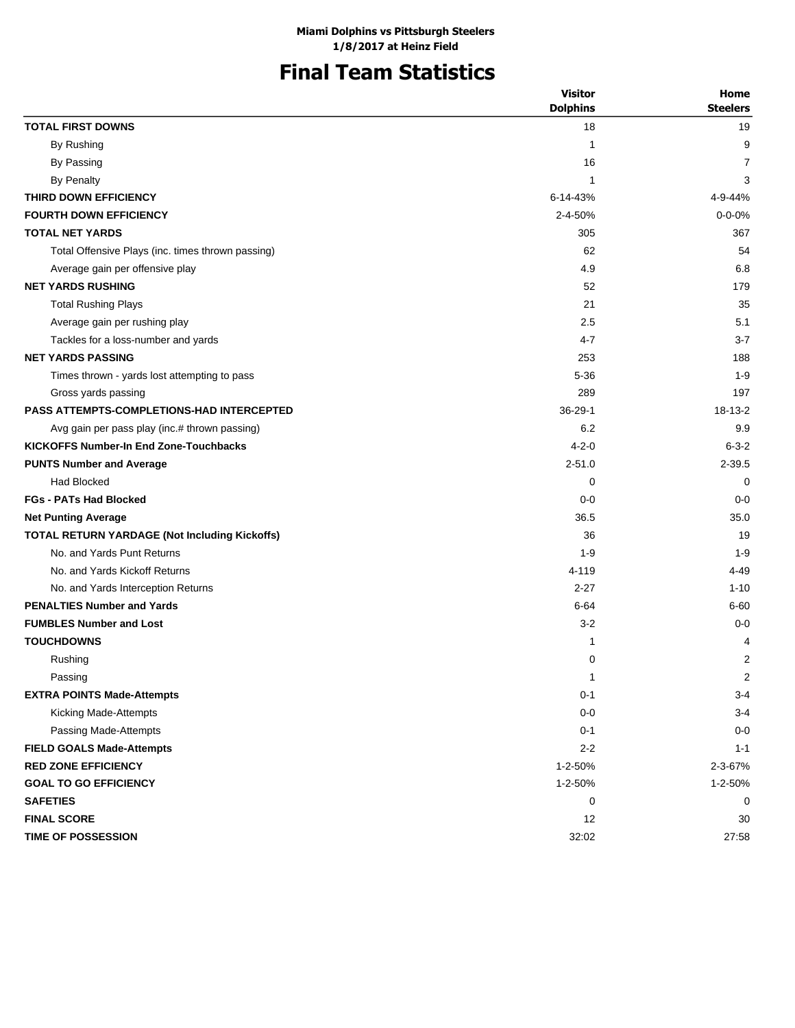**Miami Dolphins vs Pittsburgh Steelers**
**1/8/2017 at Heinz Field**

# Final Team Statistics

| | Visitor Dolphins | Home Steelers |
|---|---|---|
| **TOTAL FIRST DOWNS** | 18 | 19 |
| By Rushing | 1 | 9 |
| By Passing | 16 | 7 |
| By Penalty | 1 | 3 |
| **THIRD DOWN EFFICIENCY** | 6-14-43% | 4-9-44% |
| **FOURTH DOWN EFFICIENCY** | 2-4-50% | 0-0-0% |
| **TOTAL NET YARDS** | 305 | 367 |
| Total Offensive Plays (inc. times thrown passing) | 62 | 54 |
| Average gain per offensive play | 4.9 | 6.8 |
| **NET YARDS RUSHING** | 52 | 179 |
| Total Rushing Plays | 21 | 35 |
| Average gain per rushing play | 2.5 | 5.1 |
| Tackles for a loss-number and yards | 4-7 | 3-7 |
| **NET YARDS PASSING** | 253 | 188 |
| Times thrown - yards lost attempting to pass | 5-36 | 1-9 |
| Gross yards passing | 289 | 197 |
| **PASS ATTEMPTS-COMPLETIONS-HAD INTERCEPTED** | 36-29-1 | 18-13-2 |
| Avg gain per pass play (inc.# thrown passing) | 6.2 | 9.9 |
| **KICKOFFS Number-In End Zone-Touchbacks** | 4-2-0 | 6-3-2 |
| **PUNTS Number and Average** | 2-51.0 | 2-39.5 |
| Had Blocked | 0 | 0 |
| **FGs - PATs Had Blocked** | 0-0 | 0-0 |
| **Net Punting Average** | 36.5 | 35.0 |
| **TOTAL RETURN YARDAGE (Not Including Kickoffs)** | 36 | 19 |
| No. and Yards Punt Returns | 1-9 | 1-9 |
| No. and Yards Kickoff Returns | 4-119 | 4-49 |
| No. and Yards Interception Returns | 2-27 | 1-10 |
| **PENALTIES Number and Yards** | 6-64 | 6-60 |
| **FUMBLES Number and Lost** | 3-2 | 0-0 |
| **TOUCHDOWNS** | 1 | 4 |
| Rushing | 0 | 2 |
| Passing | 1 | 2 |
| **EXTRA POINTS Made-Attempts** | 0-1 | 3-4 |
| Kicking Made-Attempts | 0-0 | 3-4 |
| Passing Made-Attempts | 0-1 | 0-0 |
| **FIELD GOALS Made-Attempts** | 2-2 | 1-1 |
| **RED ZONE EFFICIENCY** | 1-2-50% | 2-3-67% |
| **GOAL TO GO EFFICIENCY** | 1-2-50% | 1-2-50% |
| **SAFETIES** | 0 | 0 |
| **FINAL SCORE** | 12 | 30 |
| **TIME OF POSSESSION** | 32:02 | 27:58 |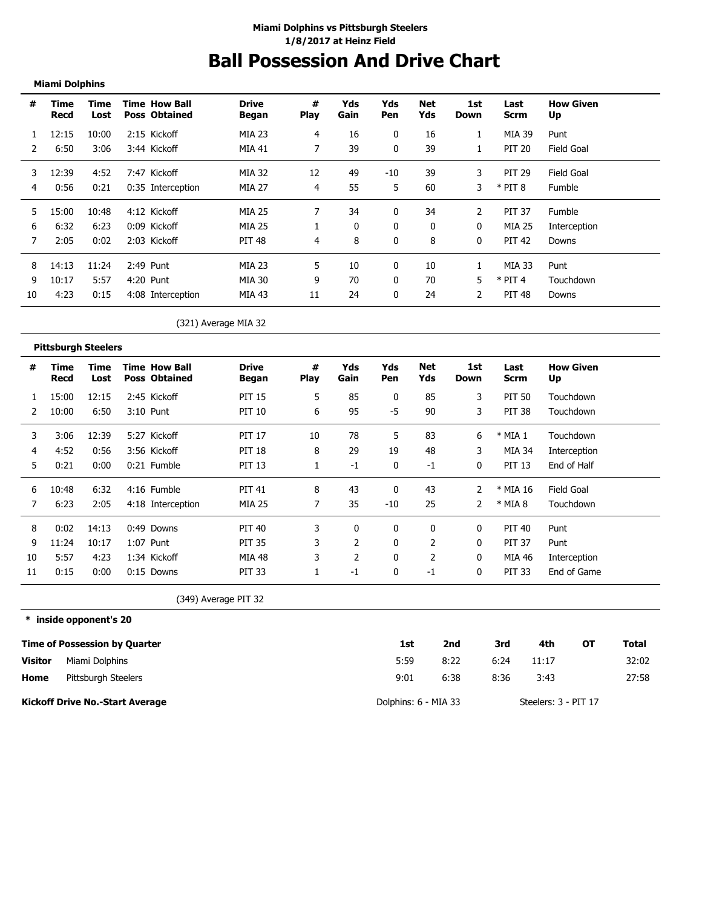**Miami Dolphins vs Pittsburgh Steelers**
**1/8/2017 at Heinz Field**

# Ball Possession And Drive Chart

**Miami Dolphins**

| # | Time Recd | Time Lost | Time Poss | How Ball Obtained | Drive Began | # Play | Yds Gain | Yds Pen | Net Yds | 1st Down | Last Scrm | How Given Up |
|---|---|---|---|---|---|---|---|---|---|---|---|---|
| 1 | 12:15 | 10:00 | 2:15 | Kickoff | MIA 23 | 4 | 16 | 0 | 16 | 1 | MIA 39 | Punt |
| 2 | 6:50 | 3:06 | 3:44 | Kickoff | MIA 41 | 7 | 39 | 0 | 39 | 1 | PIT 20 | Field Goal |
| 3 | 12:39 | 4:52 | 7:47 | Kickoff | MIA 32 | 12 | 49 | -10 | 39 | 3 | PIT 29 | Field Goal |
| 4 | 0:56 | 0:21 | 0:35 | Interception | MIA 27 | 4 | 55 | 5 | 60 | 3 | * PIT 8 | Fumble |
| 5 | 15:00 | 10:48 | 4:12 | Kickoff | MIA 25 | 7 | 34 | 0 | 34 | 2 | PIT 37 | Fumble |
| 6 | 6:32 | 6:23 | 0:09 | Kickoff | MIA 25 | 1 | 0 | 0 | 0 | 0 | MIA 25 | Interception |
| 7 | 2:05 | 0:02 | 2:03 | Kickoff | PIT 48 | 4 | 8 | 0 | 8 | 0 | PIT 42 | Downs |
| 8 | 14:13 | 11:24 | 2:49 | Punt | MIA 23 | 5 | 10 | 0 | 10 | 1 | MIA 33 | Punt |
| 9 | 10:17 | 5:57 | 4:20 | Punt | MIA 30 | 9 | 70 | 0 | 70 | 5 | * PIT 4 | Touchdown |
| 10 | 4:23 | 0:15 | 4:08 | Interception | MIA 43 | 11 | 24 | 0 | 24 | 2 | PIT 48 | Downs |

(321) Average MIA 32

**Pittsburgh Steelers**

| # | Time Recd | Time Lost | Time Poss | How Ball Obtained | Drive Began | # Play | Yds Gain | Yds Pen | Net Yds | 1st Down | Last Scrm | How Given Up |
|---|---|---|---|---|---|---|---|---|---|---|---|---|
| 1 | 15:00 | 12:15 | 2:45 | Kickoff | PIT 15 | 5 | 85 | 0 | 85 | 3 | PIT 50 | Touchdown |
| 2 | 10:00 | 6:50 | 3:10 | Punt | PIT 10 | 6 | 95 | -5 | 90 | 3 | PIT 38 | Touchdown |
| 3 | 3:06 | 12:39 | 5:27 | Kickoff | PIT 17 | 10 | 78 | 5 | 83 | 6 | * MIA 1 | Touchdown |
| 4 | 4:52 | 0:56 | 3:56 | Kickoff | PIT 18 | 8 | 29 | 19 | 48 | 3 | MIA 34 | Interception |
| 5 | 0:21 | 0:00 | 0:21 | Fumble | PIT 13 | 1 | -1 | 0 | -1 | 0 | PIT 13 | End of Half |
| 6 | 10:48 | 6:32 | 4:16 | Fumble | PIT 41 | 8 | 43 | 0 | 43 | 2 | * MIA 16 | Field Goal |
| 7 | 6:23 | 2:05 | 4:18 | Interception | MIA 25 | 7 | 35 | -10 | 25 | 2 | * MIA 8 | Touchdown |
| 8 | 0:02 | 14:13 | 0:49 | Downs | PIT 40 | 3 | 0 | 0 | 0 | 0 | PIT 40 | Punt |
| 9 | 11:24 | 10:17 | 1:07 | Punt | PIT 35 | 3 | 2 | 0 | 2 | 0 | PIT 37 | Punt |
| 10 | 5:57 | 4:23 | 1:34 | Kickoff | MIA 48 | 3 | 2 | 0 | 2 | 0 | MIA 46 | Interception |
| 11 | 0:15 | 0:00 | 0:15 | Downs | PIT 33 | 1 | -1 | 0 | -1 | 0 | PIT 33 | End of Game |

(349) Average PIT 32

**\* inside opponent's 20**

| Time of Possession by Quarter | | 1st | 2nd | 3rd | 4th | OT | Total |
|---|---|---|---|---|---|---|---|
| **Visitor** | Miami Dolphins | 5:59 | 8:22 | 6:24 | 11:17 | | 32:02 |
| **Home** | Pittsburgh Steelers | 9:01 | 6:38 | 8:36 | 3:43 | | 27:58 |

**Kickoff Drive No.-Start Average** — Dolphins: 6 - MIA 33 — Steelers: 3 - PIT 17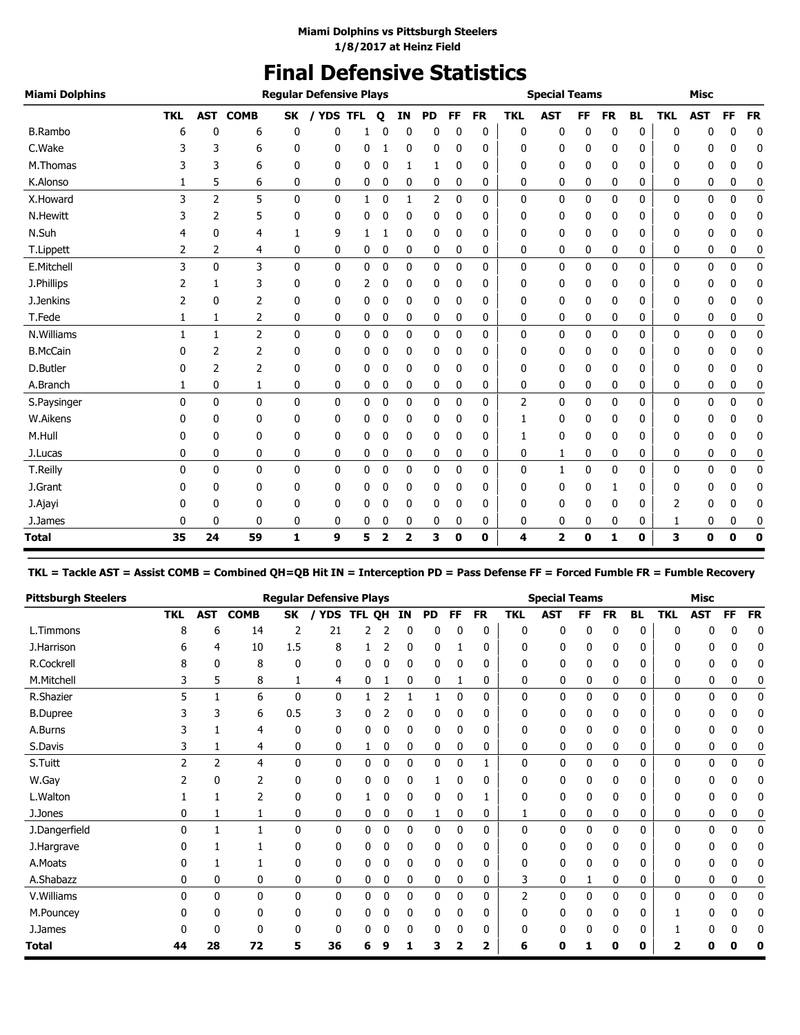**Miami Dolphins vs Pittsburgh Steelers**
**1/8/2017 at Heinz Field**

# Final Defensive Statistics

| Miami Dolphins | Regular Defensive Plays | | | | | | | | | | | Special Teams | | | | | Misc | | | |
|---|---|---|---|---|---|---|---|---|---|---|---|---|---|---|---|---|---|---|---|---|
| | TKL | AST | COMB | SK | / YDS | TFL | Q | IN | PD | FF | FR | TKL | AST | FF | FR | BL | TKL | AST | FF | FR |
| B.Rambo | 6 | 0 | 6 | 0 | 0 | 1 | 0 | 0 | 0 | 0 | 0 | 0 | 0 | 0 | 0 | 0 | 0 | 0 | 0 | 0 |
| C.Wake | 3 | 3 | 6 | 0 | 0 | 0 | 1 | 0 | 0 | 0 | 0 | 0 | 0 | 0 | 0 | 0 | 0 | 0 | 0 | 0 |
| M.Thomas | 3 | 3 | 6 | 0 | 0 | 0 | 0 | 1 | 1 | 0 | 0 | 0 | 0 | 0 | 0 | 0 | 0 | 0 | 0 | 0 |
| K.Alonso | 1 | 5 | 6 | 0 | 0 | 0 | 0 | 0 | 0 | 0 | 0 | 0 | 0 | 0 | 0 | 0 | 0 | 0 | 0 | 0 |
| X.Howard | 3 | 2 | 5 | 0 | 0 | 1 | 0 | 1 | 2 | 0 | 0 | 0 | 0 | 0 | 0 | 0 | 0 | 0 | 0 | 0 |
| N.Hewitt | 3 | 2 | 5 | 0 | 0 | 0 | 0 | 0 | 0 | 0 | 0 | 0 | 0 | 0 | 0 | 0 | 0 | 0 | 0 | 0 |
| N.Suh | 4 | 0 | 4 | 1 | 9 | 1 | 1 | 0 | 0 | 0 | 0 | 0 | 0 | 0 | 0 | 0 | 0 | 0 | 0 | 0 |
| T.Lippett | 2 | 2 | 4 | 0 | 0 | 0 | 0 | 0 | 0 | 0 | 0 | 0 | 0 | 0 | 0 | 0 | 0 | 0 | 0 | 0 |
| E.Mitchell | 3 | 0 | 3 | 0 | 0 | 0 | 0 | 0 | 0 | 0 | 0 | 0 | 0 | 0 | 0 | 0 | 0 | 0 | 0 | 0 |
| J.Phillips | 2 | 1 | 3 | 0 | 0 | 2 | 0 | 0 | 0 | 0 | 0 | 0 | 0 | 0 | 0 | 0 | 0 | 0 | 0 | 0 |
| J.Jenkins | 2 | 0 | 2 | 0 | 0 | 0 | 0 | 0 | 0 | 0 | 0 | 0 | 0 | 0 | 0 | 0 | 0 | 0 | 0 | 0 |
| T.Fede | 1 | 1 | 2 | 0 | 0 | 0 | 0 | 0 | 0 | 0 | 0 | 0 | 0 | 0 | 0 | 0 | 0 | 0 | 0 | 0 |
| N.Williams | 1 | 1 | 2 | 0 | 0 | 0 | 0 | 0 | 0 | 0 | 0 | 0 | 0 | 0 | 0 | 0 | 0 | 0 | 0 | 0 |
| B.McCain | 0 | 2 | 2 | 0 | 0 | 0 | 0 | 0 | 0 | 0 | 0 | 0 | 0 | 0 | 0 | 0 | 0 | 0 | 0 | 0 |
| D.Butler | 0 | 2 | 2 | 0 | 0 | 0 | 0 | 0 | 0 | 0 | 0 | 0 | 0 | 0 | 0 | 0 | 0 | 0 | 0 | 0 |
| A.Branch | 1 | 0 | 1 | 0 | 0 | 0 | 0 | 0 | 0 | 0 | 0 | 0 | 0 | 0 | 0 | 0 | 0 | 0 | 0 | 0 |
| S.Paysinger | 0 | 0 | 0 | 0 | 0 | 0 | 0 | 0 | 0 | 0 | 0 | 2 | 0 | 0 | 0 | 0 | 0 | 0 | 0 | 0 |
| W.Aikens | 0 | 0 | 0 | 0 | 0 | 0 | 0 | 0 | 0 | 0 | 0 | 1 | 0 | 0 | 0 | 0 | 0 | 0 | 0 | 0 |
| M.Hull | 0 | 0 | 0 | 0 | 0 | 0 | 0 | 0 | 0 | 0 | 0 | 1 | 0 | 0 | 0 | 0 | 0 | 0 | 0 | 0 |
| J.Lucas | 0 | 0 | 0 | 0 | 0 | 0 | 0 | 0 | 0 | 0 | 0 | 0 | 1 | 0 | 0 | 0 | 0 | 0 | 0 | 0 |
| T.Reilly | 0 | 0 | 0 | 0 | 0 | 0 | 0 | 0 | 0 | 0 | 0 | 0 | 1 | 0 | 0 | 0 | 0 | 0 | 0 | 0 |
| J.Grant | 0 | 0 | 0 | 0 | 0 | 0 | 0 | 0 | 0 | 0 | 0 | 0 | 0 | 0 | 1 | 0 | 0 | 0 | 0 | 0 |
| J.Ajayi | 0 | 0 | 0 | 0 | 0 | 0 | 0 | 0 | 0 | 0 | 0 | 0 | 0 | 0 | 0 | 0 | 2 | 0 | 0 | 0 |
| J.James | 0 | 0 | 0 | 0 | 0 | 0 | 0 | 0 | 0 | 0 | 0 | 0 | 0 | 0 | 0 | 0 | 1 | 0 | 0 | 0 |
| **Total** | **35** | **24** | **59** | **1** | **9** | **5** | **2** | **2** | **3** | **0** | **0** | **4** | **2** | **0** | **1** | **0** | **3** | **0** | **0** | **0** |

**TKL = Tackle AST = Assist COMB = Combined QH=QB Hit IN = Interception PD = Pass Defense FF = Forced Fumble FR = Fumble Recovery**

| Pittsburgh Steelers | Regular Defensive Plays | | | | | | | | | | | Special Teams | | | | | Misc | | | |
|---|---|---|---|---|---|---|---|---|---|---|---|---|---|---|---|---|---|---|---|---|
| | TKL | AST | COMB | SK | / YDS | TFL | QH | IN | PD | FF | FR | TKL | AST | FF | FR | BL | TKL | AST | FF | FR |
| L.Timmons | 8 | 6 | 14 | 2 | 21 | 2 | 2 | 0 | 0 | 0 | 0 | 0 | 0 | 0 | 0 | 0 | 0 | 0 | 0 | 0 |
| J.Harrison | 6 | 4 | 10 | 1.5 | 8 | 1 | 2 | 0 | 0 | 1 | 0 | 0 | 0 | 0 | 0 | 0 | 0 | 0 | 0 | 0 |
| R.Cockrell | 8 | 0 | 8 | 0 | 0 | 0 | 0 | 0 | 0 | 0 | 0 | 0 | 0 | 0 | 0 | 0 | 0 | 0 | 0 | 0 |
| M.Mitchell | 3 | 5 | 8 | 1 | 4 | 0 | 1 | 0 | 0 | 1 | 0 | 0 | 0 | 0 | 0 | 0 | 0 | 0 | 0 | 0 |
| R.Shazier | 5 | 1 | 6 | 0 | 0 | 1 | 2 | 1 | 1 | 0 | 0 | 0 | 0 | 0 | 0 | 0 | 0 | 0 | 0 | 0 |
| B.Dupree | 3 | 3 | 6 | 0.5 | 3 | 0 | 2 | 0 | 0 | 0 | 0 | 0 | 0 | 0 | 0 | 0 | 0 | 0 | 0 | 0 |
| A.Burns | 3 | 1 | 4 | 0 | 0 | 0 | 0 | 0 | 0 | 0 | 0 | 0 | 0 | 0 | 0 | 0 | 0 | 0 | 0 | 0 |
| S.Davis | 3 | 1 | 4 | 0 | 0 | 1 | 0 | 0 | 0 | 0 | 0 | 0 | 0 | 0 | 0 | 0 | 0 | 0 | 0 | 0 |
| S.Tuitt | 2 | 2 | 4 | 0 | 0 | 0 | 0 | 0 | 0 | 0 | 1 | 0 | 0 | 0 | 0 | 0 | 0 | 0 | 0 | 0 |
| W.Gay | 2 | 0 | 2 | 0 | 0 | 0 | 0 | 0 | 1 | 0 | 0 | 0 | 0 | 0 | 0 | 0 | 0 | 0 | 0 | 0 |
| L.Walton | 1 | 1 | 2 | 0 | 0 | 1 | 0 | 0 | 0 | 0 | 1 | 0 | 0 | 0 | 0 | 0 | 0 | 0 | 0 | 0 |
| J.Jones | 0 | 1 | 1 | 0 | 0 | 0 | 0 | 0 | 1 | 0 | 0 | 1 | 0 | 0 | 0 | 0 | 0 | 0 | 0 | 0 |
| J.Dangerfield | 0 | 1 | 1 | 0 | 0 | 0 | 0 | 0 | 0 | 0 | 0 | 0 | 0 | 0 | 0 | 0 | 0 | 0 | 0 | 0 |
| J.Hargrave | 0 | 1 | 1 | 0 | 0 | 0 | 0 | 0 | 0 | 0 | 0 | 0 | 0 | 0 | 0 | 0 | 0 | 0 | 0 | 0 |
| A.Moats | 0 | 1 | 1 | 0 | 0 | 0 | 0 | 0 | 0 | 0 | 0 | 0 | 0 | 0 | 0 | 0 | 0 | 0 | 0 | 0 |
| A.Shabazz | 0 | 0 | 0 | 0 | 0 | 0 | 0 | 0 | 0 | 0 | 0 | 3 | 0 | 1 | 0 | 0 | 0 | 0 | 0 | 0 |
| V.Williams | 0 | 0 | 0 | 0 | 0 | 0 | 0 | 0 | 0 | 0 | 0 | 2 | 0 | 0 | 0 | 0 | 0 | 0 | 0 | 0 |
| M.Pouncey | 0 | 0 | 0 | 0 | 0 | 0 | 0 | 0 | 0 | 0 | 0 | 0 | 0 | 0 | 0 | 0 | 1 | 0 | 0 | 0 |
| J.James | 0 | 0 | 0 | 0 | 0 | 0 | 0 | 0 | 0 | 0 | 0 | 0 | 0 | 0 | 0 | 0 | 1 | 0 | 0 | 0 |
| **Total** | **44** | **28** | **72** | **5** | **36** | **6** | **9** | **1** | **3** | **2** | **2** | **6** | **0** | **1** | **0** | **0** | **2** | **0** | **0** | **0** |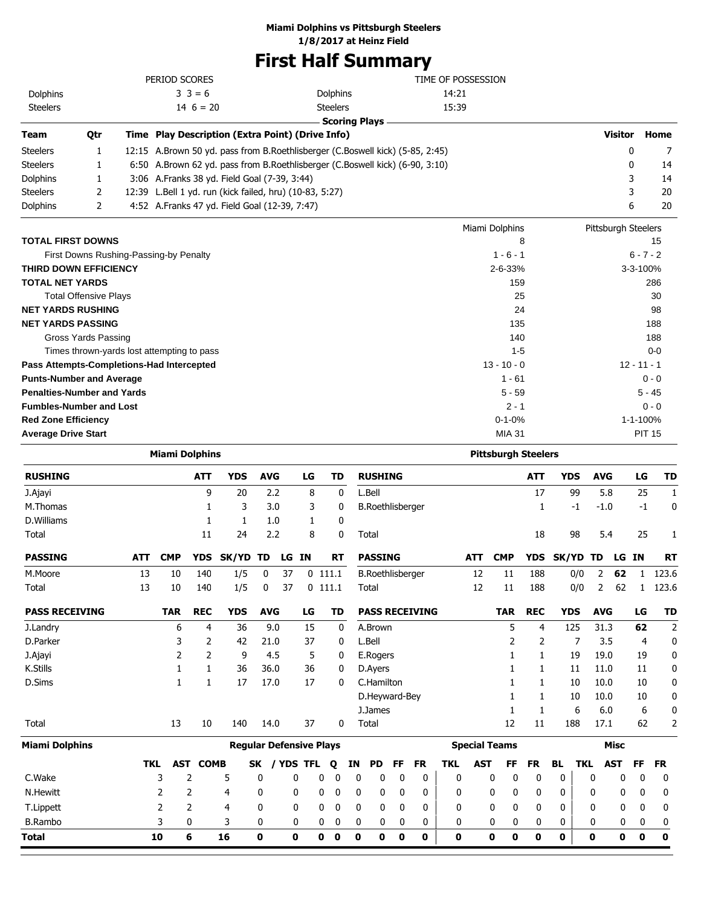**Miami Dolphins vs Pittsburgh Steelers**
**1/8/2017 at Heinz Field**

# First Half Summary

| PERIOD SCORES | | TIME OF POSSESSION | |
|---|---|---|---|
| Dolphins | 3 3 = 6 | Dolphins | 14:21 |
| Steelers | 14 6 = 20 | Steelers | 15:39 |

**Scoring Plays**

| Team | Qtr | Time | Play Description (Extra Point) (Drive Info) | Visitor | Home |
|---|---|---|---|---|---|
| Steelers | 1 | 12:15 | A.Brown 50 yd. pass from B.Roethlisberger (C.Boswell kick) (5-85, 2:45) | 0 | 7 |
| Steelers | 1 | 6:50 | A.Brown 62 yd. pass from B.Roethlisberger (C.Boswell kick) (6-90, 3:10) | 0 | 14 |
| Dolphins | 1 | 3:06 | A.Franks 38 yd. Field Goal (7-39, 3:44) | 3 | 14 |
| Steelers | 2 | 12:39 | L.Bell 1 yd. run (kick failed, hru) (10-83, 5:27) | 3 | 20 |
| Dolphins | 2 | 4:52 | A.Franks 47 yd. Field Goal (12-39, 7:47) | 6 | 20 |

| | Miami Dolphins | Pittsburgh Steelers |
|---|---|---|
| **TOTAL FIRST DOWNS** | 8 | 15 |
| First Downs Rushing-Passing-by Penalty | 1 - 6 - 1 | 6 - 7 - 2 |
| **THIRD DOWN EFFICIENCY** | 2-6-33% | 3-3-100% |
| **TOTAL NET YARDS** | 159 | 286 |
| Total Offensive Plays | 25 | 30 |
| **NET YARDS RUSHING** | 24 | 98 |
| **NET YARDS PASSING** | 135 | 188 |
| Gross Yards Passing | 140 | 188 |
| Times thrown-yards lost attempting to pass | 1-5 | 0-0 |
| **Pass Attempts-Completions-Had Intercepted** | 13 - 10 - 0 | 12 - 11 - 1 |
| **Punts-Number and Average** | 1 - 61 | 0 - 0 |
| **Penalties-Number and Yards** | 5 - 59 | 5 - 45 |
| **Fumbles-Number and Lost** | 2 - 1 | 0 - 0 |
| **Red Zone Efficiency** | 0-1-0% | 1-1-100% |
| **Average Drive Start** | MIA 31 | PIT 15 |

## Miami Dolphins

| RUSHING | ATT | YDS | AVG | LG | TD |
|---|---|---|---|---|---|
| J.Ajayi | 9 | 20 | 2.2 | 8 | 0 |
| M.Thomas | 1 | 3 | 3.0 | 3 | 0 |
| D.Williams | 1 | 1 | 1.0 | 1 | 0 |
| Total | 11 | 24 | 2.2 | 8 | 0 |

| PASSING | ATT | CMP | YDS | SK/YD | TD | LG | IN | RT |
|---|---|---|---|---|---|---|---|---|
| M.Moore | 13 | 10 | 140 | 1/5 | 0 | 37 | 0 | 111.1 |
| Total | 13 | 10 | 140 | 1/5 | 0 | 37 | 0 | 111.1 |

| PASS RECEIVING | TAR | REC | YDS | AVG | LG | TD |
|---|---|---|---|---|---|---|
| J.Landry | 6 | 4 | 36 | 9.0 | 15 | 0 |
| D.Parker | 3 | 2 | 42 | 21.0 | 37 | 0 |
| J.Ajayi | 2 | 2 | 9 | 4.5 | 5 | 0 |
| K.Stills | 1 | 1 | 36 | 36.0 | 36 | 0 |
| D.Sims | 1 | 1 | 17 | 17.0 | 17 | 0 |
| Total | 13 | 10 | 140 | 14.0 | 37 | 0 |

## Pittsburgh Steelers

| RUSHING | ATT | YDS | AVG | LG | TD |
|---|---|---|---|---|---|
| L.Bell | 17 | 99 | 5.8 | 25 | 1 |
| B.Roethlisberger | 1 | -1 | -1.0 | -1 | 0 |
| Total | 18 | 98 | 5.4 | 25 | 1 |

| PASSING | ATT | CMP | YDS | SK/YD | TD | LG | IN | RT |
|---|---|---|---|---|---|---|---|---|
| B.Roethlisberger | 12 | 11 | 188 | 0/0 | 2 | **62** | 1 | 123.6 |
| Total | 12 | 11 | 188 | 0/0 | 2 | 62 | 1 | 123.6 |

| PASS RECEIVING | TAR | REC | YDS | AVG | LG | TD |
|---|---|---|---|---|---|---|
| A.Brown | 5 | 4 | 125 | 31.3 | **62** | 2 |
| L.Bell | 2 | 2 | 7 | 3.5 | 4 | 0 |
| E.Rogers | 1 | 1 | 19 | 19.0 | 19 | 0 |
| D.Ayers | 1 | 1 | 11 | 11.0 | 11 | 0 |
| C.Hamilton | 1 | 1 | 10 | 10.0 | 10 | 0 |
| D.Heyward-Bey | 1 | 1 | 10 | 10.0 | 10 | 0 |
| J.James | 1 | 1 | 6 | 6.0 | 6 | 0 |
| Total | 12 | 11 | 188 | 17.1 | 62 | 2 |

## Miami Dolphins Defense

| | Regular Defensive Plays | | | | | | | | | | | Special Teams | | | | | Misc | | | |
|---|---|---|---|---|---|---|---|---|---|---|---|---|---|---|---|---|---|---|---|---|
| | TKL | AST | COMB | SK | / YDS | TFL | Q | IN | PD | FF | FR | TKL | AST | FF | FR | BL | TKL | AST | FF | FR |
| C.Wake | 3 | 2 | 5 | 0 | 0 | 0 | 0 | 0 | 0 | 0 | 0 | 0 | 0 | 0 | 0 | 0 | 0 | 0 | 0 | 0 |
| N.Hewitt | 2 | 2 | 4 | 0 | 0 | 0 | 0 | 0 | 0 | 0 | 0 | 0 | 0 | 0 | 0 | 0 | 0 | 0 | 0 | 0 |
| T.Lippett | 2 | 2 | 4 | 0 | 0 | 0 | 0 | 0 | 0 | 0 | 0 | 0 | 0 | 0 | 0 | 0 | 0 | 0 | 0 | 0 |
| B.Rambo | 3 | 0 | 3 | 0 | 0 | 0 | 0 | 0 | 0 | 0 | 0 | 0 | 0 | 0 | 0 | 0 | 0 | 0 | 0 | 0 |
| **Total** | **10** | **6** | **16** | **0** | **0** | **0** | **0** | **0** | **0** | **0** | **0** | **0** | **0** | **0** | **0** | **0** | **0** | **0** | **0** | **0** |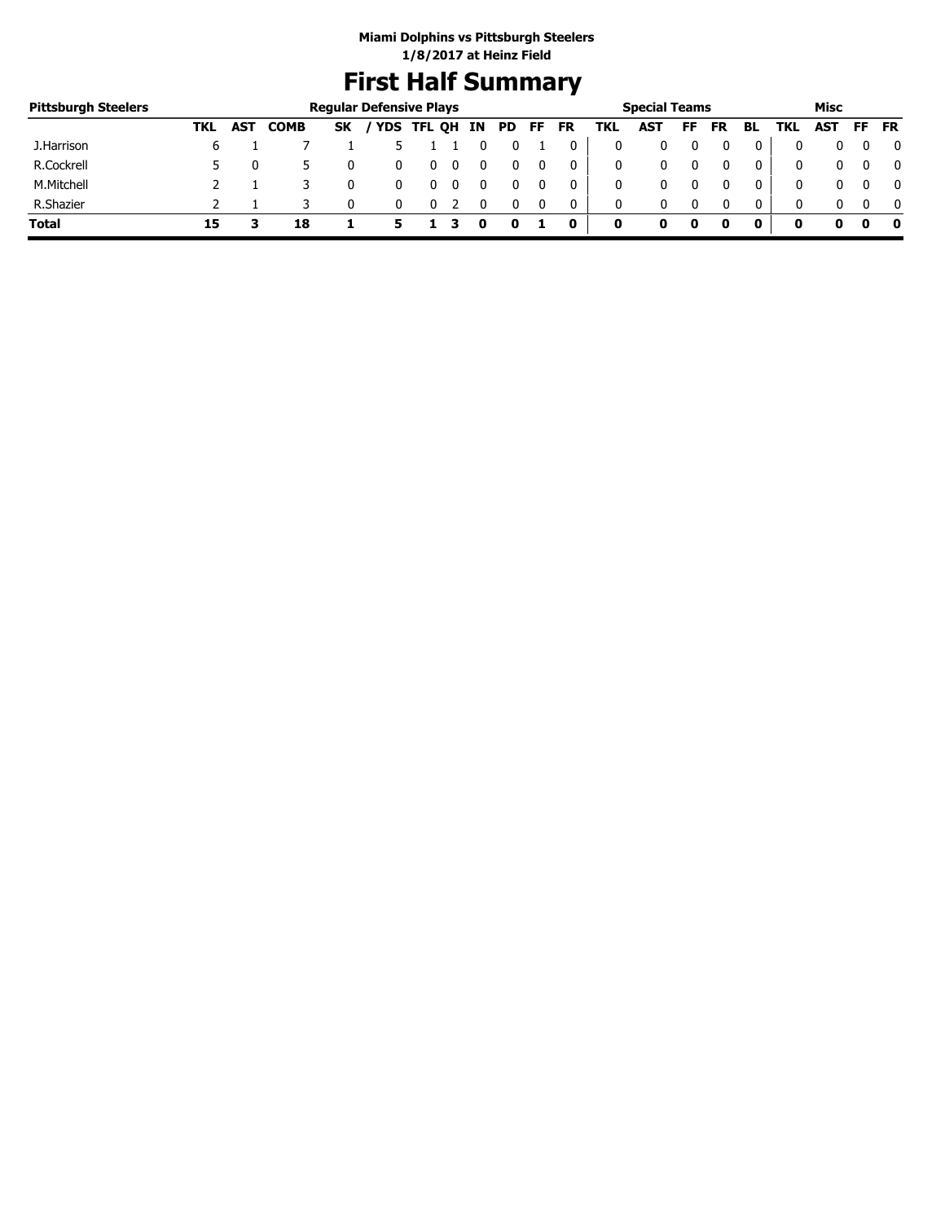**Miami Dolphins vs Pittsburgh Steelers**
**1/8/2017 at Heinz Field**

# First Half Summary

| Pittsburgh Steelers | Regular Defensive Plays | | | | | | | | | | | Special Teams | | | | | Misc | | | |
|---|---|---|---|---|---|---|---|---|---|---|---|---|---|---|---|---|---|---|---|---|
| | TKL | AST | COMB | SK | / YDS | TFL | QH | IN | PD | FF | FR | TKL | AST | FF | FR | BL | TKL | AST | FF | FR |
| J.Harrison | 6 | 1 | 7 | 1 | 5 | 1 | 1 | 0 | 0 | 1 | 0 | 0 | 0 | 0 | 0 | 0 | 0 | 0 | 0 | 0 |
| R.Cockrell | 5 | 0 | 5 | 0 | 0 | 0 | 0 | 0 | 0 | 0 | 0 | 0 | 0 | 0 | 0 | 0 | 0 | 0 | 0 | 0 |
| M.Mitchell | 2 | 1 | 3 | 0 | 0 | 0 | 0 | 0 | 0 | 0 | 0 | 0 | 0 | 0 | 0 | 0 | 0 | 0 | 0 | 0 |
| R.Shazier | 2 | 1 | 3 | 0 | 0 | 0 | 2 | 0 | 0 | 0 | 0 | 0 | 0 | 0 | 0 | 0 | 0 | 0 | 0 | 0 |
| **Total** | **15** | **3** | **18** | **1** | **5** | **1** | **3** | **0** | **0** | **1** | **0** | **0** | **0** | **0** | **0** | **0** | **0** | **0** | **0** | **0** |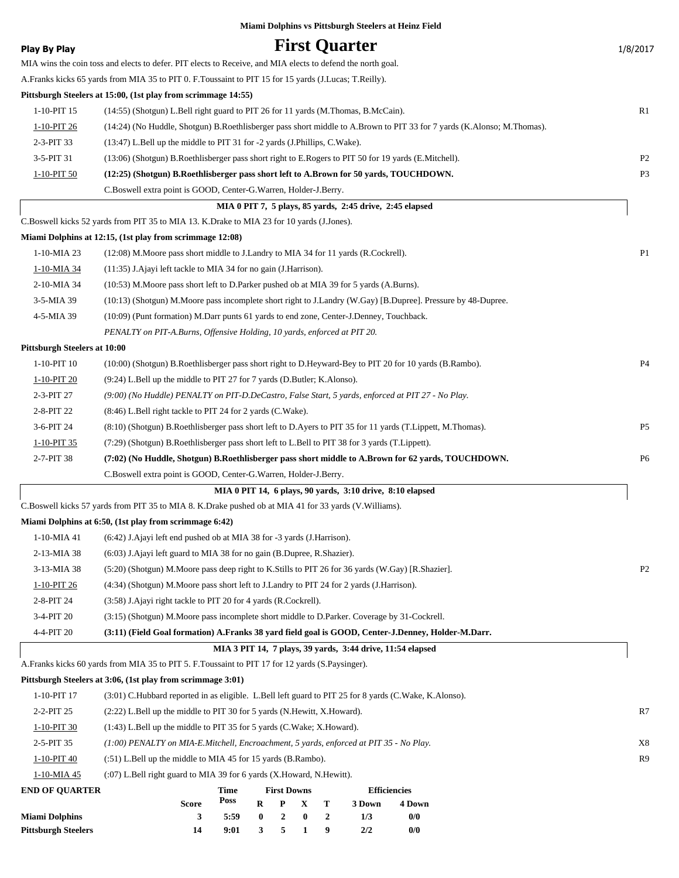Miami Dolphins vs Pittsburgh Steelers at Heinz Field

**Play By Play**

# First Quarter

1/8/2017

MIA wins the coin toss and elects to defer. PIT elects to Receive, and MIA elects to defend the north goal.

A.Franks kicks 65 yards from MIA 35 to PIT 0. F.Toussaint to PIT 15 for 15 yards (J.Lucas; T.Reilly).

**Pittsburgh Steelers at 15:00, (1st play from scrimmage 14:55)**

| | | |
|---|---|---|
| 1-10-PIT 15 | (14:55) (Shotgun) L.Bell right guard to PIT 26 for 11 yards (M.Thomas, B.McCain). | R1 |
| 1-10-PIT 26 | (14:24) (No Huddle, Shotgun) B.Roethlisberger pass short middle to A.Brown to PIT 33 for 7 yards (K.Alonso; M.Thomas). | |
| 2-3-PIT 33 | (13:47) L.Bell up the middle to PIT 31 for -2 yards (J.Phillips, C.Wake). | |
| 3-5-PIT 31 | (13:06) (Shotgun) B.Roethlisberger pass short right to E.Rogers to PIT 50 for 19 yards (E.Mitchell). | P2 |
| 1-10-PIT 50 | **(12:25) (Shotgun) B.Roethlisberger pass short left to A.Brown for 50 yards, TOUCHDOWN.** | P3 |
| | C.Boswell extra point is GOOD, Center-G.Warren, Holder-J.Berry. | |

**MIA 0 PIT 7, 5 plays, 85 yards, 2:45 drive, 2:45 elapsed**

C.Boswell kicks 52 yards from PIT 35 to MIA 13. K.Drake to MIA 23 for 10 yards (J.Jones).

**Miami Dolphins at 12:15, (1st play from scrimmage 12:08)**

| | | |
|---|---|---|
| 1-10-MIA 23 | (12:08) M.Moore pass short middle to J.Landry to MIA 34 for 11 yards (R.Cockrell). | P1 |
| 1-10-MIA 34 | (11:35) J.Ajayi left tackle to MIA 34 for no gain (J.Harrison). | |
| 2-10-MIA 34 | (10:53) M.Moore pass short left to D.Parker pushed ob at MIA 39 for 5 yards (A.Burns). | |
| 3-5-MIA 39 | (10:13) (Shotgun) M.Moore pass incomplete short right to J.Landry (W.Gay) [B.Dupree]. Pressure by 48-Dupree. | |
| 4-5-MIA 39 | (10:09) (Punt formation) M.Darr punts 61 yards to end zone, Center-J.Denney, Touchback. | |
| | *PENALTY on PIT-A.Burns, Offensive Holding, 10 yards, enforced at PIT 20.* | |

**Pittsburgh Steelers at 10:00**

| | | |
|---|---|---|
| 1-10-PIT 10 | (10:00) (Shotgun) B.Roethlisberger pass short right to D.Heyward-Bey to PIT 20 for 10 yards (B.Rambo). | P4 |
| 1-10-PIT 20 | (9:24) L.Bell up the middle to PIT 27 for 7 yards (D.Butler; K.Alonso). | |
| 2-3-PIT 27 | *(9:00) (No Huddle) PENALTY on PIT-D.DeCastro, False Start, 5 yards, enforced at PIT 27 - No Play.* | |
| 2-8-PIT 22 | (8:46) L.Bell right tackle to PIT 24 for 2 yards (C.Wake). | |
| 3-6-PIT 24 | (8:10) (Shotgun) B.Roethlisberger pass short left to D.Ayers to PIT 35 for 11 yards (T.Lippett, M.Thomas). | P5 |
| 1-10-PIT 35 | (7:29) (Shotgun) B.Roethlisberger pass short left to L.Bell to PIT 38 for 3 yards (T.Lippett). | |
| 2-7-PIT 38 | **(7:02) (No Huddle, Shotgun) B.Roethlisberger pass short middle to A.Brown for 62 yards, TOUCHDOWN.** | P6 |
| | C.Boswell extra point is GOOD, Center-G.Warren, Holder-J.Berry. | |

**MIA 0 PIT 14, 6 plays, 90 yards, 3:10 drive, 8:10 elapsed**

C.Boswell kicks 57 yards from PIT 35 to MIA 8. K.Drake pushed ob at MIA 41 for 33 yards (V.Williams).

**Miami Dolphins at 6:50, (1st play from scrimmage 6:42)**

| | | |
|---|---|---|
| 1-10-MIA 41 | (6:42) J.Ajayi left end pushed ob at MIA 38 for -3 yards (J.Harrison). | |
| 2-13-MIA 38 | (6:03) J.Ajayi left guard to MIA 38 for no gain (B.Dupree, R.Shazier). | |
| 3-13-MIA 38 | (5:20) (Shotgun) M.Moore pass deep right to K.Stills to PIT 26 for 36 yards (W.Gay) [R.Shazier]. | P2 |
| 1-10-PIT 26 | (4:34) (Shotgun) M.Moore pass short left to J.Landry to PIT 24 for 2 yards (J.Harrison). | |
| 2-8-PIT 24 | (3:58) J.Ajayi right tackle to PIT 20 for 4 yards (R.Cockrell). | |
| 3-4-PIT 20 | (3:15) (Shotgun) M.Moore pass incomplete short middle to D.Parker. Coverage by 31-Cockrell. | |
| 4-4-PIT 20 | **(3:11) (Field Goal formation) A.Franks 38 yard field goal is GOOD, Center-J.Denney, Holder-M.Darr.** | |

**MIA 3 PIT 14, 7 plays, 39 yards, 3:44 drive, 11:54 elapsed**

A.Franks kicks 60 yards from MIA 35 to PIT 5. F.Toussaint to PIT 17 for 12 yards (S.Paysinger).

**Pittsburgh Steelers at 3:06, (1st play from scrimmage 3:01)**

| | | |
|---|---|---|
| 1-10-PIT 17 | (3:01) C.Hubbard reported in as eligible. L.Bell left guard to PIT 25 for 8 yards (C.Wake, K.Alonso). | |
| 2-2-PIT 25 | (2:22) L.Bell up the middle to PIT 30 for 5 yards (N.Hewitt, X.Howard). | R7 |
| 1-10-PIT 30 | (1:43) L.Bell up the middle to PIT 35 for 5 yards (C.Wake; X.Howard). | |
| 2-5-PIT 35 | *(1:00) PENALTY on MIA-E.Mitchell, Encroachment, 5 yards, enforced at PIT 35 - No Play.* | X8 |
| 1-10-PIT 40 | (:51) L.Bell up the middle to MIA 45 for 15 yards (B.Rambo). | R9 |
| 1-10-MIA 45 | (:07) L.Bell right guard to MIA 39 for 6 yards (X.Howard, N.Hewitt). | |

| END OF QUARTER | Score | Time Poss | First Downs R | P | X | T | Efficiencies 3 Down | 4 Down |
|---|---|---|---|---|---|---|---|---|
| **Miami Dolphins** | 3 | 5:59 | 0 | 2 | 0 | 2 | 1/3 | 0/0 |
| **Pittsburgh Steelers** | 14 | 9:01 | 3 | 5 | 1 | 9 | 2/2 | 0/0 |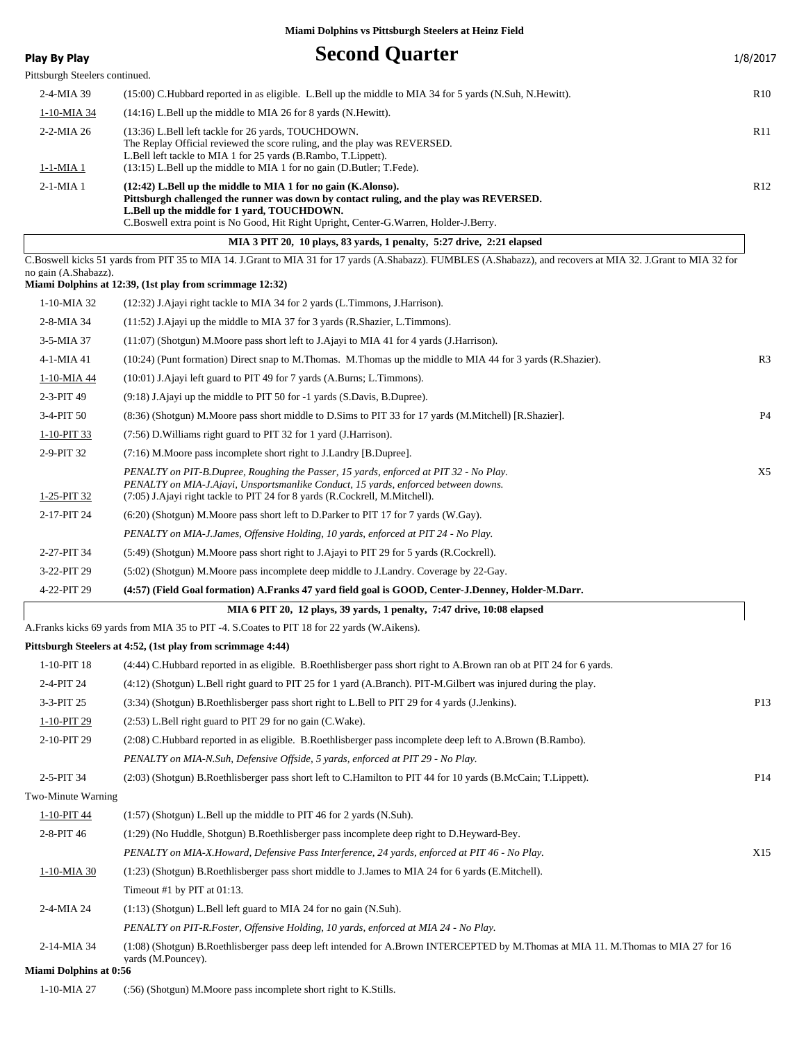Miami Dolphins vs Pittsburgh Steelers at Heinz Field

**Play By Play**

# Second Quarter

1/8/2017

Pittsburgh Steelers continued.

| | | |
|---|---|---|
| 2-4-MIA 39 | (15:00) C.Hubbard reported in as eligible. L.Bell up the middle to MIA 34 for 5 yards (N.Suh, N.Hewitt). | R10 |
| 1-10-MIA 34 | (14:16) L.Bell up the middle to MIA 26 for 8 yards (N.Hewitt). | |
| 2-2-MIA 26 | (13:36) L.Bell left tackle for 26 yards, TOUCHDOWN. The Replay Official reviewed the score ruling, and the play was REVERSED. L.Bell left tackle to MIA 1 for 25 yards (B.Rambo, T.Lippett). | R11 |
| 1-1-MIA 1 | (13:15) L.Bell up the middle to MIA 1 for no gain (D.Butler; T.Fede). | |
| 2-1-MIA 1 | **(12:42) L.Bell up the middle to MIA 1 for no gain (K.Alonso). Pittsburgh challenged the runner was down by contact ruling, and the play was REVERSED. L.Bell up the middle for 1 yard, TOUCHDOWN.** C.Boswell extra point is No Good, Hit Right Upright, Center-G.Warren, Holder-J.Berry. | R12 |

**MIA 3 PIT 20, 10 plays, 83 yards, 1 penalty, 5:27 drive, 2:21 elapsed**

C.Boswell kicks 51 yards from PIT 35 to MIA 14. J.Grant to MIA 31 for 17 yards (A.Shabazz). FUMBLES (A.Shabazz), and recovers at MIA 32. J.Grant to MIA 32 for no gain (A.Shabazz).

**Miami Dolphins at 12:39, (1st play from scrimmage 12:32)**

| | | |
|---|---|---|
| 1-10-MIA 32 | (12:32) J.Ajayi right tackle to MIA 34 for 2 yards (L.Timmons, J.Harrison). | |
| 2-8-MIA 34 | (11:52) J.Ajayi up the middle to MIA 37 for 3 yards (R.Shazier, L.Timmons). | |
| 3-5-MIA 37 | (11:07) (Shotgun) M.Moore pass short left to J.Ajayi to MIA 41 for 4 yards (J.Harrison). | |
| 4-1-MIA 41 | (10:24) (Punt formation) Direct snap to M.Thomas. M.Thomas up the middle to MIA 44 for 3 yards (R.Shazier). | R3 |
| 1-10-MIA 44 | (10:01) J.Ajayi left guard to PIT 49 for 7 yards (A.Burns; L.Timmons). | |
| 2-3-PIT 49 | (9:18) J.Ajayi up the middle to PIT 50 for -1 yards (S.Davis, B.Dupree). | |
| 3-4-PIT 50 | (8:36) (Shotgun) M.Moore pass short middle to D.Sims to PIT 33 for 17 yards (M.Mitchell) [R.Shazier]. | P4 |
| 1-10-PIT 33 | (7:56) D.Williams right guard to PIT 32 for 1 yard (J.Harrison). | |
| 2-9-PIT 32 | (7:16) M.Moore pass incomplete short right to J.Landry [B.Dupree]. | |
| | *PENALTY on PIT-B.Dupree, Roughing the Passer, 15 yards, enforced at PIT 32 - No Play.* *PENALTY on MIA-J.Ajayi, Unsportsmanlike Conduct, 15 yards, enforced between downs.* | X5 |
| 1-25-PIT 32 | (7:05) J.Ajayi right tackle to PIT 24 for 8 yards (R.Cockrell, M.Mitchell). | |
| 2-17-PIT 24 | (6:20) (Shotgun) M.Moore pass short left to D.Parker to PIT 17 for 7 yards (W.Gay). | |
| | *PENALTY on MIA-J.James, Offensive Holding, 10 yards, enforced at PIT 24 - No Play.* | |
| 2-27-PIT 34 | (5:49) (Shotgun) M.Moore pass short right to J.Ajayi to PIT 29 for 5 yards (R.Cockrell). | |
| 3-22-PIT 29 | (5:02) (Shotgun) M.Moore pass incomplete deep middle to J.Landry. Coverage by 22-Gay. | |
| 4-22-PIT 29 | **(4:57) (Field Goal formation) A.Franks 47 yard field goal is GOOD, Center-J.Denney, Holder-M.Darr.** | |

**MIA 6 PIT 20, 12 plays, 39 yards, 1 penalty, 7:47 drive, 10:08 elapsed**

A.Franks kicks 69 yards from MIA 35 to PIT -4. S.Coates to PIT 18 for 22 yards (W.Aikens).

**Pittsburgh Steelers at 4:52, (1st play from scrimmage 4:44)**

| | | |
|---|---|---|
| 1-10-PIT 18 | (4:44) C.Hubbard reported in as eligible. B.Roethlisberger pass short right to A.Brown ran ob at PIT 24 for 6 yards. | |
| 2-4-PIT 24 | (4:12) (Shotgun) L.Bell right guard to PIT 25 for 1 yard (A.Branch). PIT-M.Gilbert was injured during the play. | |
| 3-3-PIT 25 | (3:34) (Shotgun) B.Roethlisberger pass short right to L.Bell to PIT 29 for 4 yards (J.Jenkins). | P13 |
| 1-10-PIT 29 | (2:53) L.Bell right guard to PIT 29 for no gain (C.Wake). | |
| 2-10-PIT 29 | (2:08) C.Hubbard reported in as eligible. B.Roethlisberger pass incomplete deep left to A.Brown (B.Rambo). | |
| | *PENALTY on MIA-N.Suh, Defensive Offside, 5 yards, enforced at PIT 29 - No Play.* | |
| 2-5-PIT 34 | (2:03) (Shotgun) B.Roethlisberger pass short left to C.Hamilton to PIT 44 for 10 yards (B.McCain; T.Lippett). | P14 |
| Two-Minute Warning | | |
| 1-10-PIT 44 | (1:57) (Shotgun) L.Bell up the middle to PIT 46 for 2 yards (N.Suh). | |
| 2-8-PIT 46 | (1:29) (No Huddle, Shotgun) B.Roethlisberger pass incomplete deep right to D.Heyward-Bey. | |
| | *PENALTY on MIA-X.Howard, Defensive Pass Interference, 24 yards, enforced at PIT 46 - No Play.* | X15 |
| 1-10-MIA 30 | (1:23) (Shotgun) B.Roethlisberger pass short middle to J.James to MIA 24 for 6 yards (E.Mitchell). | |
| | Timeout #1 by PIT at 01:13. | |
| 2-4-MIA 24 | (1:13) (Shotgun) L.Bell left guard to MIA 24 for no gain (N.Suh). | |
| | *PENALTY on PIT-R.Foster, Offensive Holding, 10 yards, enforced at MIA 24 - No Play.* | |
| 2-14-MIA 34 | (1:08) (Shotgun) B.Roethlisberger pass deep left intended for A.Brown INTERCEPTED by M.Thomas at MIA 11. M.Thomas to MIA 27 for 16 yards (M.Pouncey). | |

**Miami Dolphins at 0:56**

| | | |
|---|---|---|
| 1-10-MIA 27 | (:56) (Shotgun) M.Moore pass incomplete short right to K.Stills. | |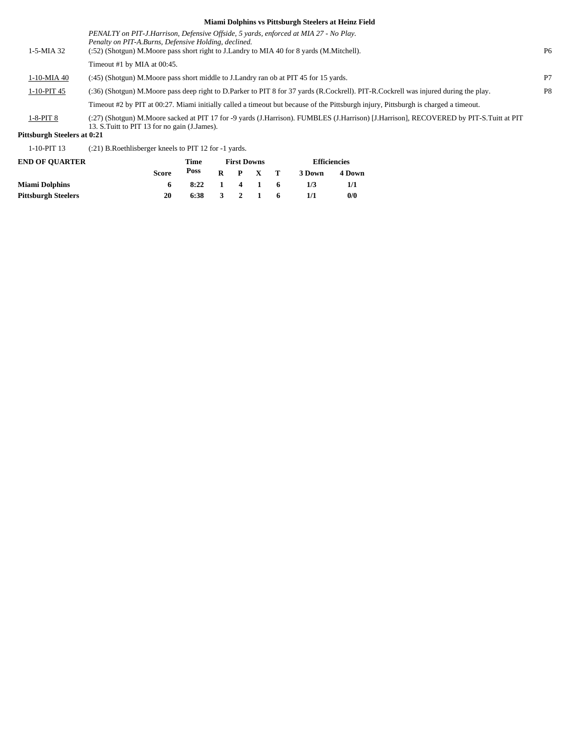**Miami Dolphins vs Pittsburgh Steelers at Heinz Field**

| | | |
|---|---|---|
| | *PENALTY on PIT-J.Harrison, Defensive Offside, 5 yards, enforced at MIA 27 - No Play.* | |
| | *Penalty on PIT-A.Burns, Defensive Holding, declined.* | |
| 1-5-MIA 32 | (:52) (Shotgun) M.Moore pass short right to J.Landry to MIA 40 for 8 yards (M.Mitchell). | P6 |
| | Timeout #1 by MIA at 00:45. | |
| 1-10-MIA 40 | (:45) (Shotgun) M.Moore pass short middle to J.Landry ran ob at PIT 45 for 15 yards. | P7 |
| 1-10-PIT 45 | (:36) (Shotgun) M.Moore pass deep right to D.Parker to PIT 8 for 37 yards (R.Cockrell). PIT-R.Cockrell was injured during the play. | P8 |
| | Timeout #2 by PIT at 00:27. Miami initially called a timeout but because of the Pittsburgh injury, Pittsburgh is charged a timeout. | |
| 1-8-PIT 8 | (:27) (Shotgun) M.Moore sacked at PIT 17 for -9 yards (J.Harrison). FUMBLES (J.Harrison) [J.Harrison], RECOVERED by PIT-S.Tuitt at PIT 13. S.Tuitt to PIT 13 for no gain (J.James). | |

**Pittsburgh Steelers at 0:21**

| | |
|---|---|
| 1-10-PIT 13 | (:21) B.Roethlisberger kneels to PIT 12 for -1 yards. |

| **END OF QUARTER** | | **Time** | **First Downs** | | | | **Efficiencies** | |
|---|---|---|---|---|---|---|---|---|
| | **Score** | **Poss** | **R** | **P** | **X** | **T** | **3 Down** | **4 Down** |
| **Miami Dolphins** | **6** | **8:22** | **1** | **4** | **1** | **6** | **1/3** | **1/1** |
| **Pittsburgh Steelers** | **20** | **6:38** | **3** | **2** | **1** | **6** | **1/1** | **0/0** |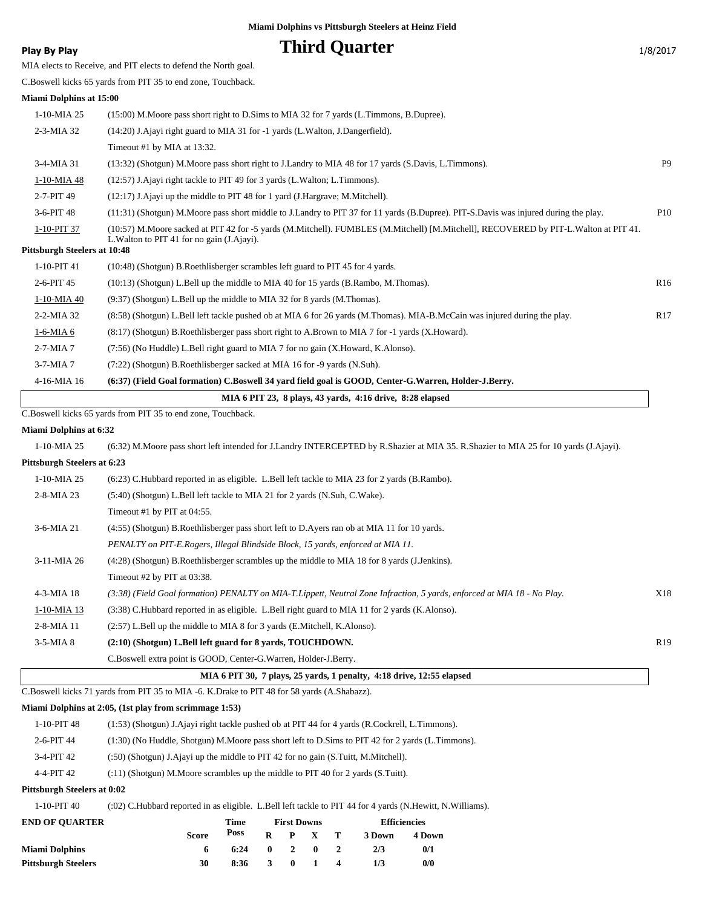**Miami Dolphins vs Pittsburgh Steelers at Heinz Field**

**Play By Play**

# Third Quarter

1/8/2017

MIA elects to Receive, and PIT elects to defend the North goal.

C.Boswell kicks 65 yards from PIT 35 to end zone, Touchback.

**Miami Dolphins at 15:00**

| | | |
|---|---|---|
| 1-10-MIA 25 | (15:00) M.Moore pass short right to D.Sims to MIA 32 for 7 yards (L.Timmons, B.Dupree). | |
| 2-3-MIA 32 | (14:20) J.Ajayi right guard to MIA 31 for -1 yards (L.Walton, J.Dangerfield). | |
| | Timeout #1 by MIA at 13:32. | |
| 3-4-MIA 31 | (13:32) (Shotgun) M.Moore pass short right to J.Landry to MIA 48 for 17 yards (S.Davis, L.Timmons). | P9 |
| 1-10-MIA 48 | (12:57) J.Ajayi right tackle to PIT 49 for 3 yards (L.Walton; L.Timmons). | |
| 2-7-PIT 49 | (12:17) J.Ajayi up the middle to PIT 48 for 1 yard (J.Hargrave; M.Mitchell). | |
| 3-6-PIT 48 | (11:31) (Shotgun) M.Moore pass short middle to J.Landry to PIT 37 for 11 yards (B.Dupree). PIT-S.Davis was injured during the play. | P10 |
| 1-10-PIT 37 | (10:57) M.Moore sacked at PIT 42 for -5 yards (M.Mitchell). FUMBLES (M.Mitchell) [M.Mitchell], RECOVERED by PIT-L.Walton at PIT 41. L.Walton to PIT 41 for no gain (J.Ajayi). | |

**Pittsburgh Steelers at 10:48**

| | | |
|---|---|---|
| 1-10-PIT 41 | (10:48) (Shotgun) B.Roethlisberger scrambles left guard to PIT 45 for 4 yards. | |
| 2-6-PIT 45 | (10:13) (Shotgun) L.Bell up the middle to MIA 40 for 15 yards (B.Rambo, M.Thomas). | R16 |
| 1-10-MIA 40 | (9:37) (Shotgun) L.Bell up the middle to MIA 32 for 8 yards (M.Thomas). | |
| 2-2-MIA 32 | (8:58) (Shotgun) L.Bell left tackle pushed ob at MIA 6 for 26 yards (M.Thomas). MIA-B.McCain was injured during the play. | R17 |
| 1-6-MIA 6 | (8:17) (Shotgun) B.Roethlisberger pass short right to A.Brown to MIA 7 for -1 yards (X.Howard). | |
| 2-7-MIA 7 | (7:56) (No Huddle) L.Bell right guard to MIA 7 for no gain (X.Howard, K.Alonso). | |
| 3-7-MIA 7 | (7:22) (Shotgun) B.Roethlisberger sacked at MIA 16 for -9 yards (N.Suh). | |
| 4-16-MIA 16 | **(6:37) (Field Goal formation) C.Boswell 34 yard field goal is GOOD, Center-G.Warren, Holder-J.Berry.** | |

**MIA 6 PIT 23, 8 plays, 43 yards, 4:16 drive, 8:28 elapsed**

C.Boswell kicks 65 yards from PIT 35 to end zone, Touchback.

**Miami Dolphins at 6:32**

| | | |
|---|---|---|
| 1-10-MIA 25 | (6:32) M.Moore pass short left intended for J.Landry INTERCEPTED by R.Shazier at MIA 35. R.Shazier to MIA 25 for 10 yards (J.Ajayi). | |

**Pittsburgh Steelers at 6:23**

| | | |
|---|---|---|
| 1-10-MIA 25 | (6:23) C.Hubbard reported in as eligible. L.Bell left tackle to MIA 23 for 2 yards (B.Rambo). | |
| 2-8-MIA 23 | (5:40) (Shotgun) L.Bell left tackle to MIA 21 for 2 yards (N.Suh, C.Wake). | |
| | Timeout #1 by PIT at 04:55. | |
| 3-6-MIA 21 | (4:55) (Shotgun) B.Roethlisberger pass short left to D.Ayers ran ob at MIA 11 for 10 yards. | |
| | *PENALTY on PIT-E.Rogers, Illegal Blindside Block, 15 yards, enforced at MIA 11.* | |
| 3-11-MIA 26 | (4:28) (Shotgun) B.Roethlisberger scrambles up the middle to MIA 18 for 8 yards (J.Jenkins). | |
| | Timeout #2 by PIT at 03:38. | |
| 4-3-MIA 18 | *(3:38) (Field Goal formation) PENALTY on MIA-T.Lippett, Neutral Zone Infraction, 5 yards, enforced at MIA 18 - No Play.* | X18 |
| 1-10-MIA 13 | (3:38) C.Hubbard reported in as eligible. L.Bell right guard to MIA 11 for 2 yards (K.Alonso). | |
| 2-8-MIA 11 | (2:57) L.Bell up the middle to MIA 8 for 3 yards (E.Mitchell, K.Alonso). | |
| 3-5-MIA 8 | **(2:10) (Shotgun) L.Bell left guard for 8 yards, TOUCHDOWN.** | R19 |
| | C.Boswell extra point is GOOD, Center-G.Warren, Holder-J.Berry. | |

**MIA 6 PIT 30, 7 plays, 25 yards, 1 penalty, 4:18 drive, 12:55 elapsed**

C.Boswell kicks 71 yards from PIT 35 to MIA -6. K.Drake to PIT 48 for 58 yards (A.Shabazz).

**Miami Dolphins at 2:05, (1st play from scrimmage 1:53)**

| | | |
|---|---|---|
| 1-10-PIT 48 | (1:53) (Shotgun) J.Ajayi right tackle pushed ob at PIT 44 for 4 yards (R.Cockrell, L.Timmons). | |
| 2-6-PIT 44 | (1:30) (No Huddle, Shotgun) M.Moore pass short left to D.Sims to PIT 42 for 2 yards (L.Timmons). | |
| 3-4-PIT 42 | (:50) (Shotgun) J.Ajayi up the middle to PIT 42 for no gain (S.Tuitt, M.Mitchell). | |
| 4-4-PIT 42 | (:11) (Shotgun) M.Moore scrambles up the middle to PIT 40 for 2 yards (S.Tuitt). | |

**Pittsburgh Steelers at 0:02**

| | | |
|---|---|---|
| 1-10-PIT 40 | (:02) C.Hubbard reported in as eligible. L.Bell left tackle to PIT 44 for 4 yards (N.Hewitt, N.Williams). | |

| END OF QUARTER | Score | Time Poss | First Downs R | P | X | T | Efficiencies 3 Down | 4 Down |
|---|---|---|---|---|---|---|---|---|
| **Miami Dolphins** | 6 | 6:24 | 0 | 2 | 0 | 2 | 2/3 | 0/1 |
| **Pittsburgh Steelers** | 30 | 8:36 | 3 | 0 | 1 | 4 | 1/3 | 0/0 |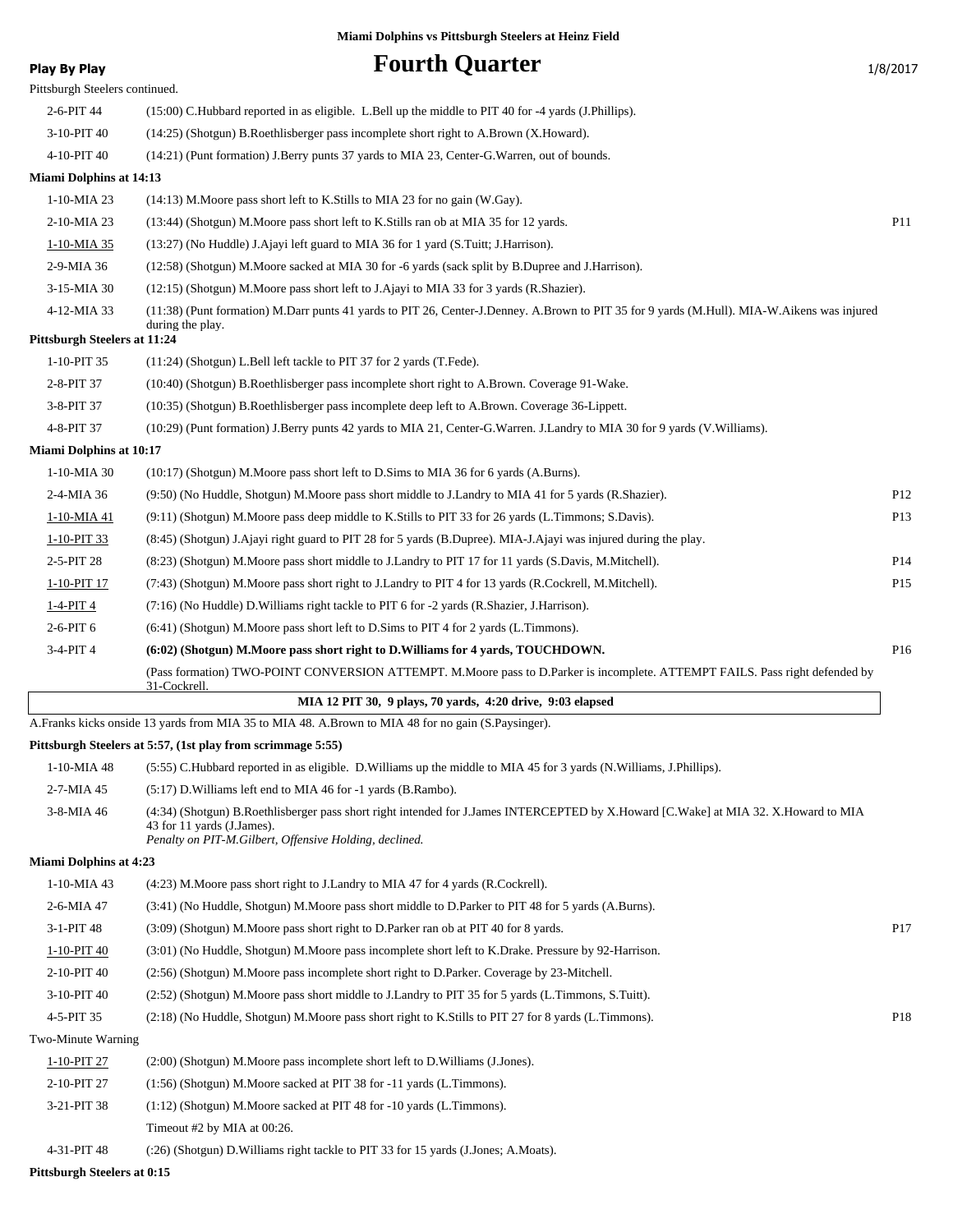**Miami Dolphins vs Pittsburgh Steelers at Heinz Field**

**Play By Play**

# Fourth Quarter

1/8/2017

Pittsburgh Steelers continued.

| | | |
|---|---|---|
| 2-6-PIT 44 | (15:00) C.Hubbard reported in as eligible. L.Bell up the middle to PIT 40 for -4 yards (J.Phillips). | |
| 3-10-PIT 40 | (14:25) (Shotgun) B.Roethlisberger pass incomplete short right to A.Brown (X.Howard). | |
| 4-10-PIT 40 | (14:21) (Punt formation) J.Berry punts 37 yards to MIA 23, Center-G.Warren, out of bounds. | |

**Miami Dolphins at 14:13**

| | | |
|---|---|---|
| 1-10-MIA 23 | (14:13) M.Moore pass short left to K.Stills to MIA 23 for no gain (W.Gay). | |
| 2-10-MIA 23 | (13:44) (Shotgun) M.Moore pass short left to K.Stills ran ob at MIA 35 for 12 yards. | P11 |
| 1-10-MIA 35 | (13:27) (No Huddle) J.Ajayi left guard to MIA 36 for 1 yard (S.Tuitt; J.Harrison). | |
| 2-9-MIA 36 | (12:58) (Shotgun) M.Moore sacked at MIA 30 for -6 yards (sack split by B.Dupree and J.Harrison). | |
| 3-15-MIA 30 | (12:15) (Shotgun) M.Moore pass short left to J.Ajayi to MIA 33 for 3 yards (R.Shazier). | |
| 4-12-MIA 33 | (11:38) (Punt formation) M.Darr punts 41 yards to PIT 26, Center-J.Denney. A.Brown to PIT 35 for 9 yards (M.Hull). MIA-W.Aikens was injured during the play. | |

**Pittsburgh Steelers at 11:24**

| | | |
|---|---|---|
| 1-10-PIT 35 | (11:24) (Shotgun) L.Bell left tackle to PIT 37 for 2 yards (T.Fede). | |
| 2-8-PIT 37 | (10:40) (Shotgun) B.Roethlisberger pass incomplete short right to A.Brown. Coverage 91-Wake. | |
| 3-8-PIT 37 | (10:35) (Shotgun) B.Roethlisberger pass incomplete deep left to A.Brown. Coverage 36-Lippett. | |
| 4-8-PIT 37 | (10:29) (Punt formation) J.Berry punts 42 yards to MIA 21, Center-G.Warren. J.Landry to MIA 30 for 9 yards (V.Williams). | |

**Miami Dolphins at 10:17**

| | | |
|---|---|---|
| 1-10-MIA 30 | (10:17) (Shotgun) M.Moore pass short left to D.Sims to MIA 36 for 6 yards (A.Burns). | |
| 2-4-MIA 36 | (9:50) (No Huddle, Shotgun) M.Moore pass short middle to J.Landry to MIA 41 for 5 yards (R.Shazier). | P12 |
| 1-10-MIA 41 | (9:11) (Shotgun) M.Moore pass deep middle to K.Stills to PIT 33 for 26 yards (L.Timmons; S.Davis). | P13 |
| 1-10-PIT 33 | (8:45) (Shotgun) J.Ajayi right guard to PIT 28 for 5 yards (B.Dupree). MIA-J.Ajayi was injured during the play. | |
| 2-5-PIT 28 | (8:23) (Shotgun) M.Moore pass short middle to J.Landry to PIT 17 for 11 yards (S.Davis, M.Mitchell). | P14 |
| 1-10-PIT 17 | (7:43) (Shotgun) M.Moore pass short right to J.Landry to PIT 4 for 13 yards (R.Cockrell, M.Mitchell). | P15 |
| 1-4-PIT 4 | (7:16) (No Huddle) D.Williams right tackle to PIT 6 for -2 yards (R.Shazier, J.Harrison). | |
| 2-6-PIT 6 | (6:41) (Shotgun) M.Moore pass short left to D.Sims to PIT 4 for 2 yards (L.Timmons). | |
| 3-4-PIT 4 | **(6:02) (Shotgun) M.Moore pass short right to D.Williams for 4 yards, TOUCHDOWN.** | P16 |
| | (Pass formation) TWO-POINT CONVERSION ATTEMPT. M.Moore pass to D.Parker is incomplete. ATTEMPT FAILS. Pass right defended by 31-Cockrell. | |

**MIA 12 PIT 30, 9 plays, 70 yards, 4:20 drive, 9:03 elapsed**

A.Franks kicks onside 13 yards from MIA 35 to MIA 48. A.Brown to MIA 48 for no gain (S.Paysinger).

**Pittsburgh Steelers at 5:57, (1st play from scrimmage 5:55)**

| | | |
|---|---|---|
| 1-10-MIA 48 | (5:55) C.Hubbard reported in as eligible. D.Williams up the middle to MIA 45 for 3 yards (N.Williams, J.Phillips). | |
| 2-7-MIA 45 | (5:17) D.Williams left end to MIA 46 for -1 yards (B.Rambo). | |
| 3-8-MIA 46 | (4:34) (Shotgun) B.Roethlisberger pass short right intended for J.James INTERCEPTED by X.Howard [C.Wake] at MIA 32. X.Howard to MIA 43 for 11 yards (J.James). *Penalty on PIT-M.Gilbert, Offensive Holding, declined.* | |

**Miami Dolphins at 4:23**

| | | |
|---|---|---|
| 1-10-MIA 43 | (4:23) M.Moore pass short right to J.Landry to MIA 47 for 4 yards (R.Cockrell). | |
| 2-6-MIA 47 | (3:41) (No Huddle, Shotgun) M.Moore pass short middle to D.Parker to PIT 48 for 5 yards (A.Burns). | |
| 3-1-PIT 48 | (3:09) (Shotgun) M.Moore pass short right to D.Parker ran ob at PIT 40 for 8 yards. | P17 |
| 1-10-PIT 40 | (3:01) (No Huddle, Shotgun) M.Moore pass incomplete short left to K.Drake. Pressure by 92-Harrison. | |
| 2-10-PIT 40 | (2:56) (Shotgun) M.Moore pass incomplete short right to D.Parker. Coverage by 23-Mitchell. | |
| 3-10-PIT 40 | (2:52) (Shotgun) M.Moore pass short middle to J.Landry to PIT 35 for 5 yards (L.Timmons, S.Tuitt). | |
| 4-5-PIT 35 | (2:18) (No Huddle, Shotgun) M.Moore pass short right to K.Stills to PIT 27 for 8 yards (L.Timmons). | P18 |
| Two-Minute Warning | | |
| 1-10-PIT 27 | (2:00) (Shotgun) M.Moore pass incomplete short left to D.Williams (J.Jones). | |
| 2-10-PIT 27 | (1:56) (Shotgun) M.Moore sacked at PIT 38 for -11 yards (L.Timmons). | |
| 3-21-PIT 38 | (1:12) (Shotgun) M.Moore sacked at PIT 48 for -10 yards (L.Timmons). | |
| | Timeout #2 by MIA at 00:26. | |
| 4-31-PIT 48 | (:26) (Shotgun) D.Williams right tackle to PIT 33 for 15 yards (J.Jones; A.Moats). | |

**Pittsburgh Steelers at 0:15**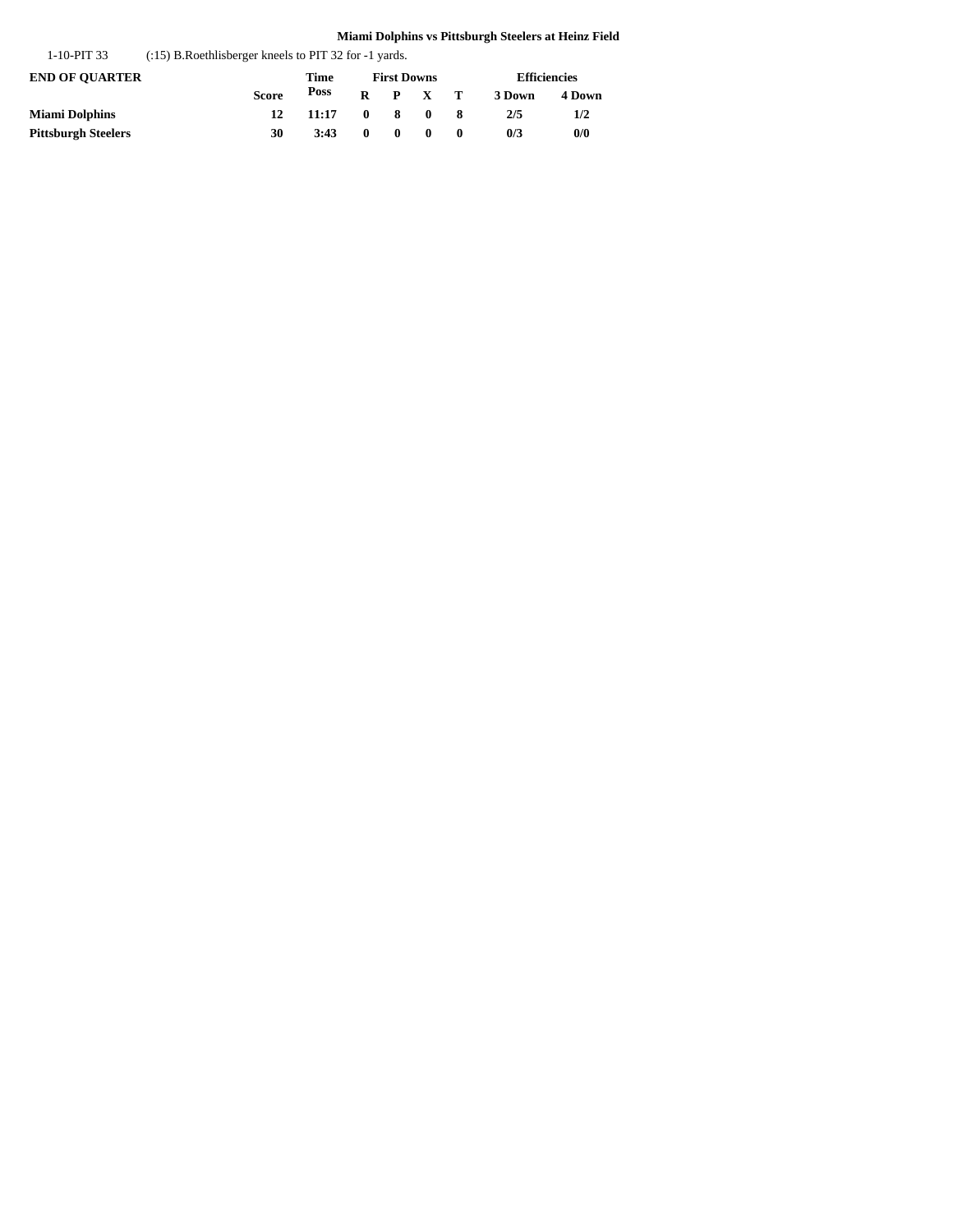1-10-PIT 33 (:15) B.Roethlisberger kneels to PIT 32 for -1 yards.

| END OF QUARTER | Score | Time Poss | First Downs R | P | X | T | Efficiencies 3 Down | 4 Down |
|---|---|---|---|---|---|---|---|---|
| Miami Dolphins | 12 | 11:17 | 0 | 8 | 0 | 8 | 2/5 | 1/2 |
| Pittsburgh Steelers | 30 | 3:43 | 0 | 0 | 0 | 0 | 0/3 | 0/0 |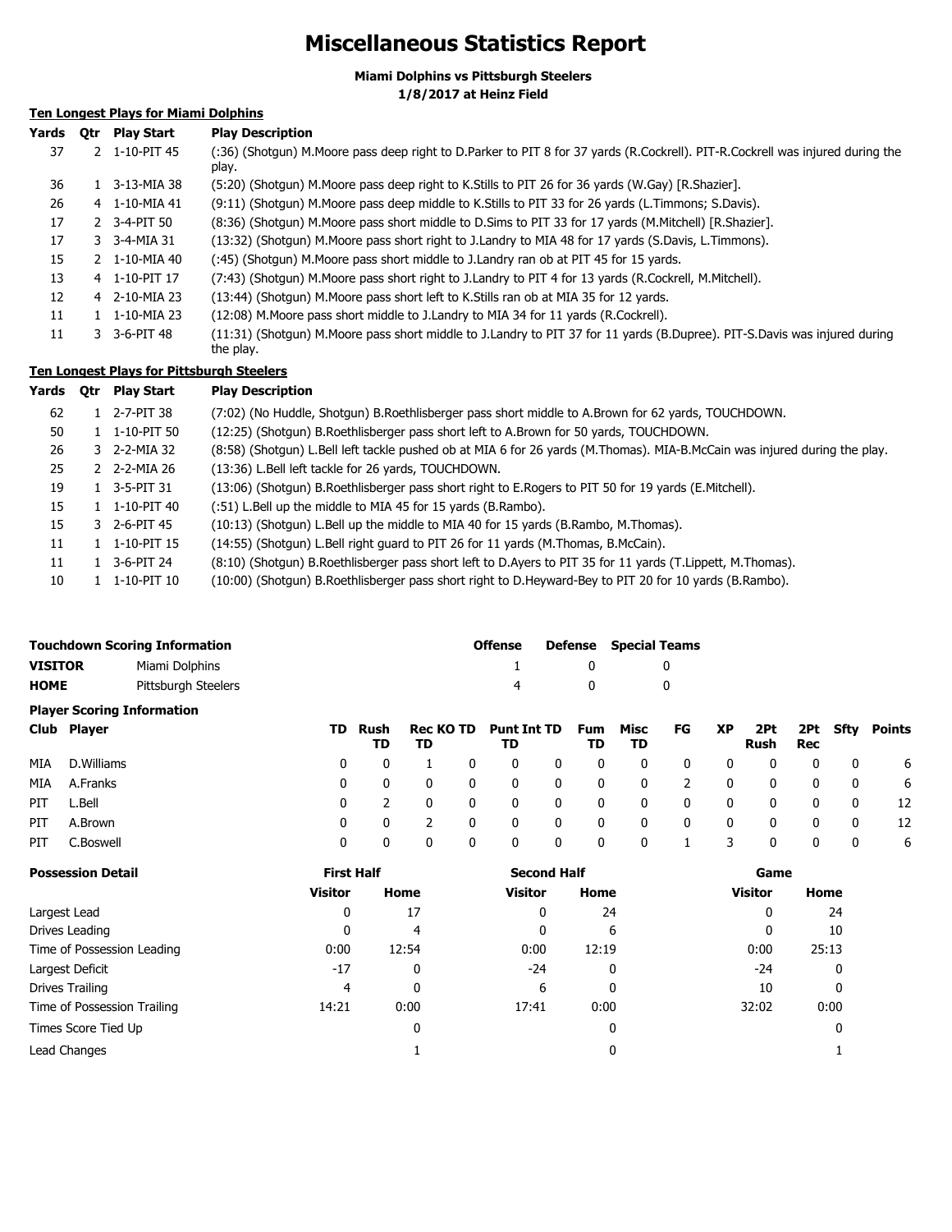# Miscellaneous Statistics Report

**Miami Dolphins vs Pittsburgh Steelers**
**1/8/2017 at Heinz Field**

**Ten Longest Plays for Miami Dolphins**

| Yards | Qtr | Play Start | Play Description |
|---|---|---|---|
| 37 | 2 | 1-10-PIT 45 | (:36) (Shotgun) M.Moore pass deep right to D.Parker to PIT 8 for 37 yards (R.Cockrell). PIT-R.Cockrell was injured during the play. |
| 36 | 1 | 3-13-MIA 38 | (5:20) (Shotgun) M.Moore pass deep right to K.Stills to PIT 26 for 36 yards (W.Gay) [R.Shazier]. |
| 26 | 4 | 1-10-MIA 41 | (9:11) (Shotgun) M.Moore pass deep middle to K.Stills to PIT 33 for 26 yards (L.Timmons; S.Davis). |
| 17 | 2 | 3-4-PIT 50 | (8:36) (Shotgun) M.Moore pass short middle to D.Sims to PIT 33 for 17 yards (M.Mitchell) [R.Shazier]. |
| 17 | 3 | 3-4-MIA 31 | (13:32) (Shotgun) M.Moore pass short right to J.Landry to MIA 48 for 17 yards (S.Davis, L.Timmons). |
| 15 | 2 | 1-10-MIA 40 | (:45) (Shotgun) M.Moore pass short middle to J.Landry ran ob at PIT 45 for 15 yards. |
| 13 | 4 | 1-10-PIT 17 | (7:43) (Shotgun) M.Moore pass short right to J.Landry to PIT 4 for 13 yards (R.Cockrell, M.Mitchell). |
| 12 | 4 | 2-10-MIA 23 | (13:44) (Shotgun) M.Moore pass short left to K.Stills ran ob at MIA 35 for 12 yards. |
| 11 | 1 | 1-10-MIA 23 | (12:08) M.Moore pass short middle to J.Landry to MIA 34 for 11 yards (R.Cockrell). |
| 11 | 3 | 3-6-PIT 48 | (11:31) (Shotgun) M.Moore pass short middle to J.Landry to PIT 37 for 11 yards (B.Dupree). PIT-S.Davis was injured during the play. |

**Ten Longest Plays for Pittsburgh Steelers**

| Yards | Qtr | Play Start | Play Description |
|---|---|---|---|
| 62 | 1 | 2-7-PIT 38 | (7:02) (No Huddle, Shotgun) B.Roethlisberger pass short middle to A.Brown for 62 yards, TOUCHDOWN. |
| 50 | 1 | 1-10-PIT 50 | (12:25) (Shotgun) B.Roethlisberger pass short left to A.Brown for 50 yards, TOUCHDOWN. |
| 26 | 3 | 2-2-MIA 32 | (8:58) (Shotgun) L.Bell left tackle pushed ob at MIA 6 for 26 yards (M.Thomas). MIA-B.McCain was injured during the play. |
| 25 | 2 | 2-2-MIA 26 | (13:36) L.Bell left tackle for 26 yards, TOUCHDOWN. |
| 19 | 1 | 3-5-PIT 31 | (13:06) (Shotgun) B.Roethlisberger pass short right to E.Rogers to PIT 50 for 19 yards (E.Mitchell). |
| 15 | 1 | 1-10-PIT 40 | (:51) L.Bell up the middle to MIA 45 for 15 yards (B.Rambo). |
| 15 | 3 | 2-6-PIT 45 | (10:13) (Shotgun) L.Bell up the middle to MIA 40 for 15 yards (B.Rambo, M.Thomas). |
| 11 | 1 | 1-10-PIT 15 | (14:55) (Shotgun) L.Bell right guard to PIT 26 for 11 yards (M.Thomas, B.McCain). |
| 11 | 1 | 3-6-PIT 24 | (8:10) (Shotgun) B.Roethlisberger pass short left to D.Ayers to PIT 35 for 11 yards (T.Lippett, M.Thomas). |
| 10 | 1 | 1-10-PIT 10 | (10:00) (Shotgun) B.Roethlisberger pass short right to D.Heyward-Bey to PIT 20 for 10 yards (B.Rambo). |

| Touchdown Scoring Information | | Offense | Defense | Special Teams |
|---|---|---|---|---|
| VISITOR | Miami Dolphins | 1 | 0 | 0 |
| HOME | Pittsburgh Steelers | 4 | 0 | 0 |

**Player Scoring Information**

| Club | Player | TD | Rush TD | Rec TD | KO TD | Punt TD | Int TD | Fum TD | Misc TD | FG | XP | 2Pt Rush | 2Pt Rec | Sfty | Points |
|---|---|---|---|---|---|---|---|---|---|---|---|---|---|---|---|
| MIA | D.Williams | 0 | 0 | 1 | 0 | 0 | 0 | 0 | 0 | 0 | 0 | 0 | 0 | 0 | 6 |
| MIA | A.Franks | 0 | 0 | 0 | 0 | 0 | 0 | 0 | 0 | 2 | 0 | 0 | 0 | 0 | 6 |
| PIT | L.Bell | 0 | 2 | 0 | 0 | 0 | 0 | 0 | 0 | 0 | 0 | 0 | 0 | 0 | 12 |
| PIT | A.Brown | 0 | 0 | 2 | 0 | 0 | 0 | 0 | 0 | 0 | 0 | 0 | 0 | 0 | 12 |
| PIT | C.Boswell | 0 | 0 | 0 | 0 | 0 | 0 | 0 | 0 | 1 | 3 | 0 | 0 | 0 | 6 |

| Possession Detail | First Half | | Second Half | | Game | |
|---|---|---|---|---|---|---|
| | Visitor | Home | Visitor | Home | Visitor | Home |
| Largest Lead | 0 | 17 | 0 | 24 | 0 | 24 |
| Drives Leading | 0 | 4 | 0 | 6 | 0 | 10 |
| Time of Possession Leading | 0:00 | 12:54 | 0:00 | 12:19 | 0:00 | 25:13 |
| Largest Deficit | -17 | 0 | -24 | 0 | -24 | 0 |
| Drives Trailing | 4 | 0 | 6 | 0 | 10 | 0 |
| Time of Possession Trailing | 14:21 | 0:00 | 17:41 | 0:00 | 32:02 | 0:00 |
| Times Score Tied Up | | 0 | | 0 | | 0 |
| Lead Changes | | 1 | | 0 | | 1 |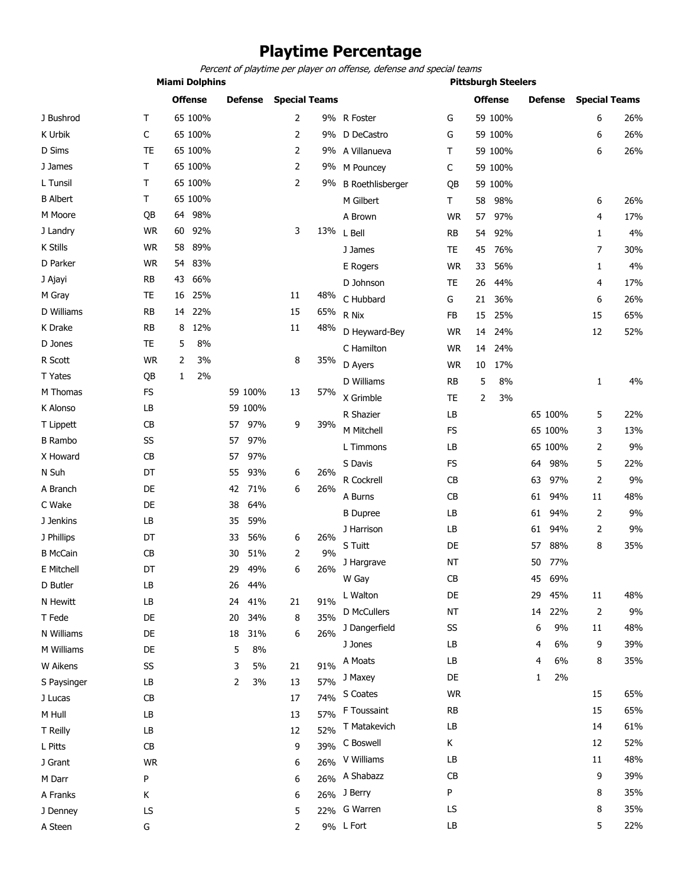# Playtime Percentage

*Percent of playtime per player on offense, defense and special teams*

## Miami Dolphins

| Player | Pos | Offense | | Defense | | Special Teams | |
|---|---|---|---|---|---|---|---|
| J Bushrod | T | 65 | 100% | | | 2 | 9% |
| K Urbik | C | 65 | 100% | | | 2 | 9% |
| D Sims | TE | 65 | 100% | | | 2 | 9% |
| J James | T | 65 | 100% | | | 2 | 9% |
| L Tunsil | T | 65 | 100% | | | 2 | 9% |
| B Albert | T | 65 | 100% | | | | |
| M Moore | QB | 64 | 98% | | | | |
| J Landry | WR | 60 | 92% | | | 3 | 13% |
| K Stills | WR | 58 | 89% | | | | |
| D Parker | WR | 54 | 83% | | | | |
| J Ajayi | RB | 43 | 66% | | | | |
| M Gray | TE | 16 | 25% | | | 11 | 48% |
| D Williams | RB | 14 | 22% | | | 15 | 65% |
| K Drake | RB | 8 | 12% | | | 11 | 48% |
| D Jones | TE | 5 | 8% | | | | |
| R Scott | WR | 2 | 3% | | | 8 | 35% |
| T Yates | QB | 1 | 2% | | | | |
| M Thomas | FS | | | 59 | 100% | 13 | 57% |
| K Alonso | LB | | | 59 | 100% | | |
| T Lippett | CB | | | 57 | 97% | 9 | 39% |
| B Rambo | SS | | | 57 | 97% | | |
| X Howard | CB | | | 57 | 97% | | |
| N Suh | DT | | | 55 | 93% | 6 | 26% |
| A Branch | DE | | | 42 | 71% | 6 | 26% |
| C Wake | DE | | | 38 | 64% | | |
| J Jenkins | LB | | | 35 | 59% | | |
| J Phillips | DT | | | 33 | 56% | 6 | 26% |
| B McCain | CB | | | 30 | 51% | 2 | 9% |
| E Mitchell | DT | | | 29 | 49% | 6 | 26% |
| D Butler | LB | | | 26 | 44% | | |
| N Hewitt | LB | | | 24 | 41% | 21 | 91% |
| T Fede | DE | | | 20 | 34% | 8 | 35% |
| N Williams | DE | | | 18 | 31% | 6 | 26% |
| M Williams | DE | | | 5 | 8% | | |
| W Aikens | SS | | | 3 | 5% | 21 | 91% |
| S Paysinger | LB | | | 2 | 3% | 13 | 57% |
| J Lucas | CB | | | | | 17 | 74% |
| M Hull | LB | | | | | 13 | 57% |
| T Reilly | LB | | | | | 12 | 52% |
| L Pitts | CB | | | | | 9 | 39% |
| J Grant | WR | | | | | 6 | 26% |
| M Darr | P | | | | | 6 | 26% |
| A Franks | K | | | | | 6 | 26% |
| J Denney | LS | | | | | 5 | 22% |
| A Steen | G | | | | | 2 | 9% |

## Pittsburgh Steelers

| Player | Pos | Offense | | Defense | | Special Teams | |
|---|---|---|---|---|---|---|---|
| R Foster | G | 59 | 100% | | | 6 | 26% |
| D DeCastro | G | 59 | 100% | | | 6 | 26% |
| A Villanueva | T | 59 | 100% | | | 6 | 26% |
| M Pouncey | C | 59 | 100% | | | | |
| B Roethlisberger | QB | 59 | 100% | | | | |
| M Gilbert | T | 58 | 98% | | | 6 | 26% |
| A Brown | WR | 57 | 97% | | | 4 | 17% |
| L Bell | RB | 54 | 92% | | | 1 | 4% |
| J James | TE | 45 | 76% | | | 7 | 30% |
| E Rogers | WR | 33 | 56% | | | 1 | 4% |
| D Johnson | TE | 26 | 44% | | | 4 | 17% |
| C Hubbard | G | 21 | 36% | | | 6 | 26% |
| R Nix | FB | 15 | 25% | | | 15 | 65% |
| D Heyward-Bey | WR | 14 | 24% | | | 12 | 52% |
| C Hamilton | WR | 14 | 24% | | | | |
| D Ayers | WR | 10 | 17% | | | | |
| D Williams | RB | 5 | 8% | | | 1 | 4% |
| X Grimble | TE | 2 | 3% | | | | |
| R Shazier | LB | | | 65 | 100% | 5 | 22% |
| M Mitchell | FS | | | 65 | 100% | 3 | 13% |
| L Timmons | LB | | | 65 | 100% | 2 | 9% |
| S Davis | FS | | | 64 | 98% | 5 | 22% |
| R Cockrell | CB | | | 63 | 97% | 2 | 9% |
| A Burns | CB | | | 61 | 94% | 11 | 48% |
| B Dupree | LB | | | 61 | 94% | 2 | 9% |
| J Harrison | LB | | | 61 | 94% | 2 | 9% |
| S Tuitt | DE | | | 57 | 88% | 8 | 35% |
| J Hargrave | NT | | | 50 | 77% | | |
| W Gay | CB | | | 45 | 69% | | |
| L Walton | DE | | | 29 | 45% | 11 | 48% |
| D McCullers | NT | | | 14 | 22% | 2 | 9% |
| J Dangerfield | SS | | | 6 | 9% | 11 | 48% |
| J Jones | LB | | | 4 | 6% | 9 | 39% |
| A Moats | LB | | | 4 | 6% | 8 | 35% |
| J Maxey | DE | | | 1 | 2% | | |
| S Coates | WR | | | | | 15 | 65% |
| F Toussaint | RB | | | | | 15 | 65% |
| T Matakevich | LB | | | | | 14 | 61% |
| C Boswell | K | | | | | 12 | 52% |
| V Williams | LB | | | | | 11 | 48% |
| A Shabazz | CB | | | | | 9 | 39% |
| J Berry | P | | | | | 8 | 35% |
| G Warren | LS | | | | | 8 | 35% |
| L Fort | LB | | | | | 5 | 22% |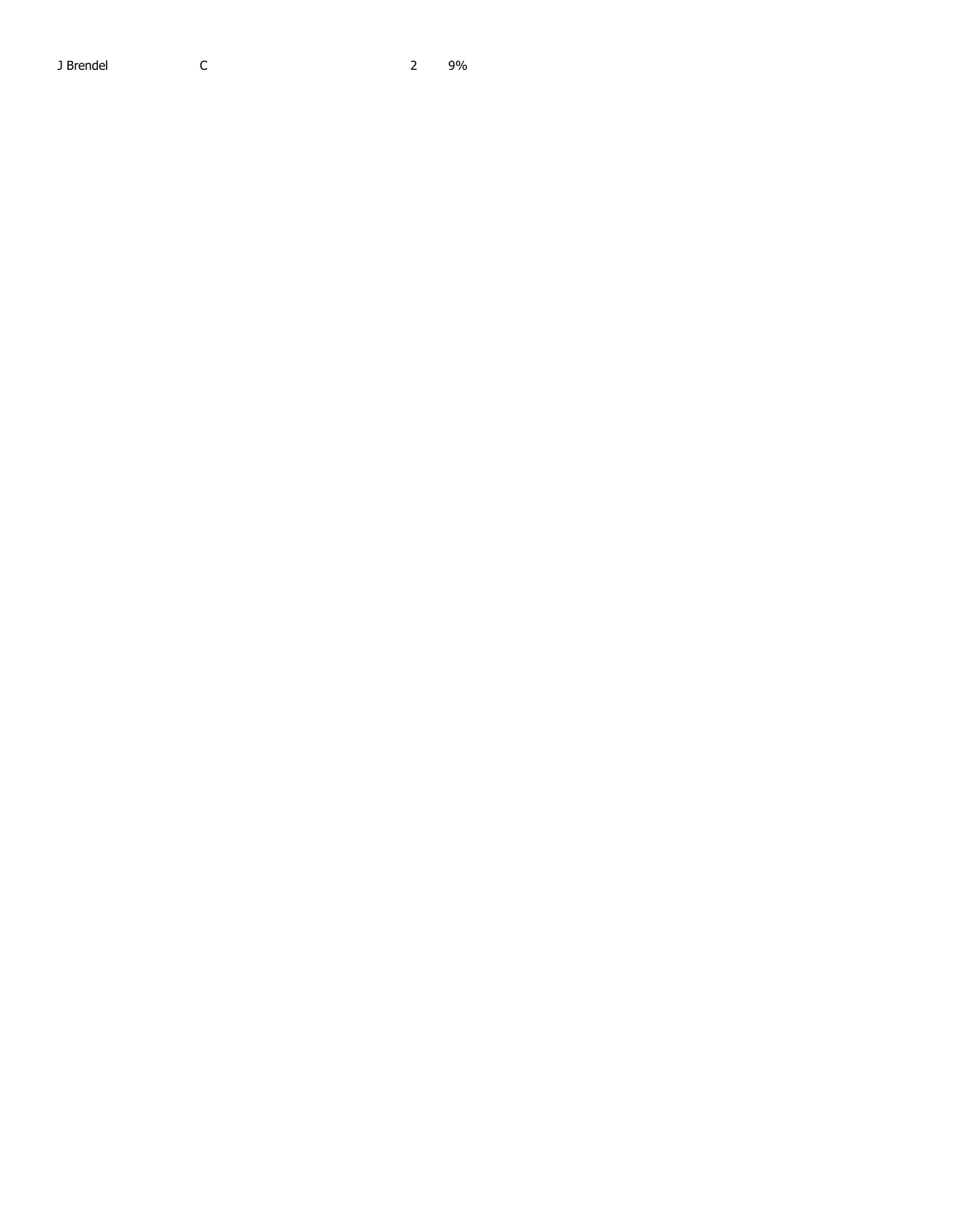| | | | |
|---|---|---|---|
| J Brendel | C | 2 | 9% |